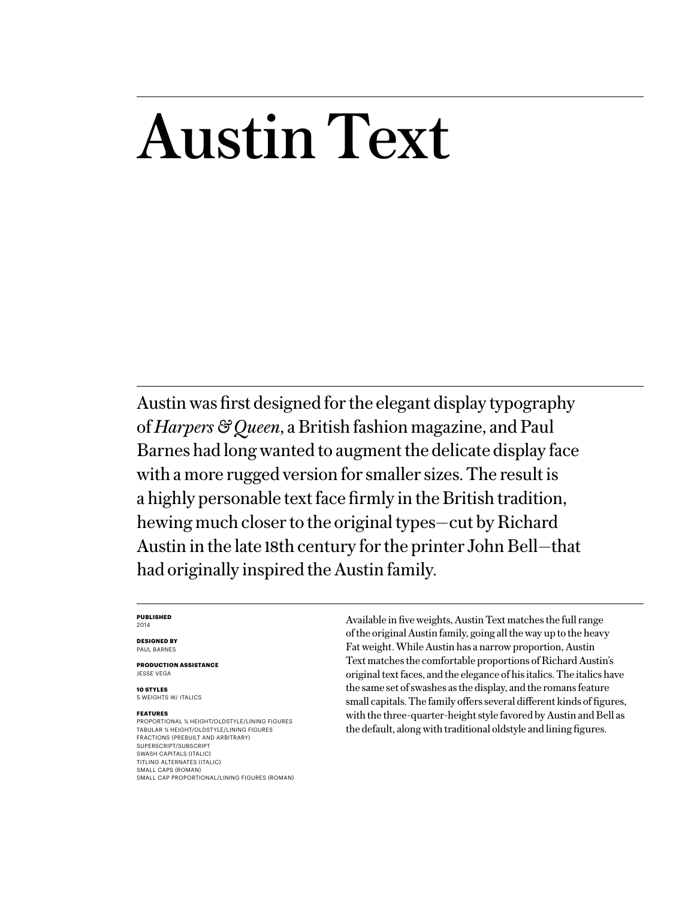# Austin Text

Austin was first designed for the elegant display typography of *Harpers & Queen*, a British fashion magazine, and Paul Barnes had long wanted to augment the delicate display face with a more rugged version for smaller sizes. The result is a highly personable text face firmly in the British tradition, hewing much closer to the original types—cut by Richard Austin in the late 18th century for the printer John Bell—that had originally inspired the Austin family.

**PUBLISHED**
2014

**DESIGNED BY**
PAUL BARNES

**PRODUCTION ASSISTANCE**
JESSE VEGA

**10 STYLES**
5 WEIGHTS W/ ITALICS

**FEATURES**
PROPORTIONAL ¾ HEIGHT/OLDSTYLE/LINING FIGURES
TABULAR ¾ HEIGHT/OLDSTYLE/LINING FIGURES
FRACTIONS (PREBUILT AND ARBITRARY)
SUPERSCRIPT/SUBSCRIPT
SWASH CAPITALS (ITALIC)
TITLING ALTERNATES (ITALIC)
SMALL CAPS (ROMAN)
SMALL CAP PROPORTIONAL/LINING FIGURES (ROMAN)

Available in five weights, Austin Text matches the full range of the original Austin family, going all the way up to the heavy Fat weight. While Austin has a narrow proportion, Austin Text matches the comfortable proportions of Richard Austin's original text faces, and the elegance of his italics. The italics have the same set of swashes as the display, and the romans feature small capitals. The family offers several different kinds of figures, with the three-quarter-height style favored by Austin and Bell as the default, along with traditional oldstyle and lining figures.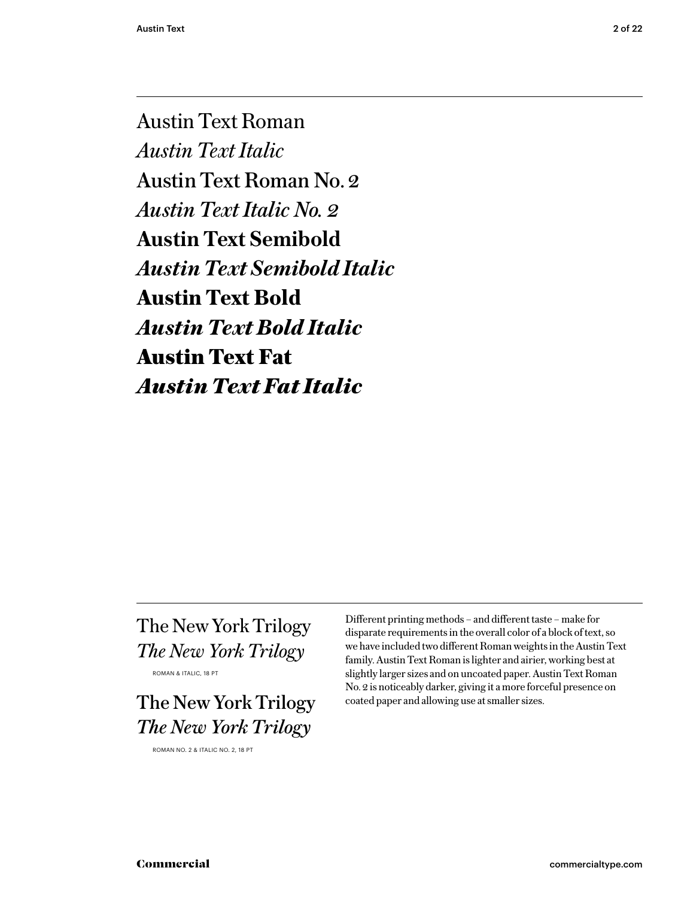Austin Text Roman

*Austin Text Italic*

Austin Text Roman No. 2

*Austin Text Italic No. 2*

**Austin Text Semibold**

***Austin Text Semibold Italic***

**Austin Text Bold**

***Austin Text Bold Italic***

**Austin Text Fat**

***Austin Text Fat Italic***

---

The New York Trilogy

*The New York Trilogy*

ROMAN & ITALIC, 18 PT

The New York Trilogy

*The New York Trilogy*

ROMAN NO. 2 & ITALIC NO. 2, 18 PT

Different printing methods – and different taste – make for disparate requirements in the overall color of a block of text, so we have included two different Roman weights in the Austin Text family. Austin Text Roman is lighter and airier, working best at slightly larger sizes and on uncoated paper. Austin Text Roman No. 2 is noticeably darker, giving it a more forceful presence on coated paper and allowing use at smaller sizes.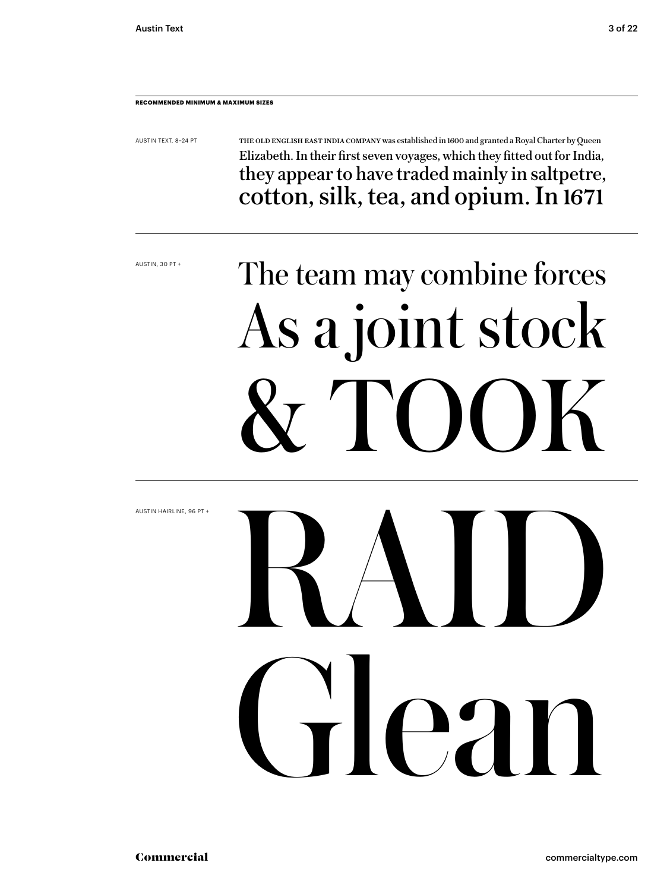**RECOMMENDED MINIMUM & MAXIMUM SIZES**

AUSTIN TEXT, 8–24 PT

THE OLD ENGLISH EAST INDIA COMPANY was established in 1600 and granted a Royal Charter by Queen Elizabeth. In their first seven voyages, which they fitted out for India, they appear to have traded mainly in saltpetre, cotton, silk, tea, and opium. In 1671

AUSTIN, 30 PT +

The team may combine forces

As a joint stock

& TOOK

AUSTIN HAIRLINE, 96 PT +

RAID

Glean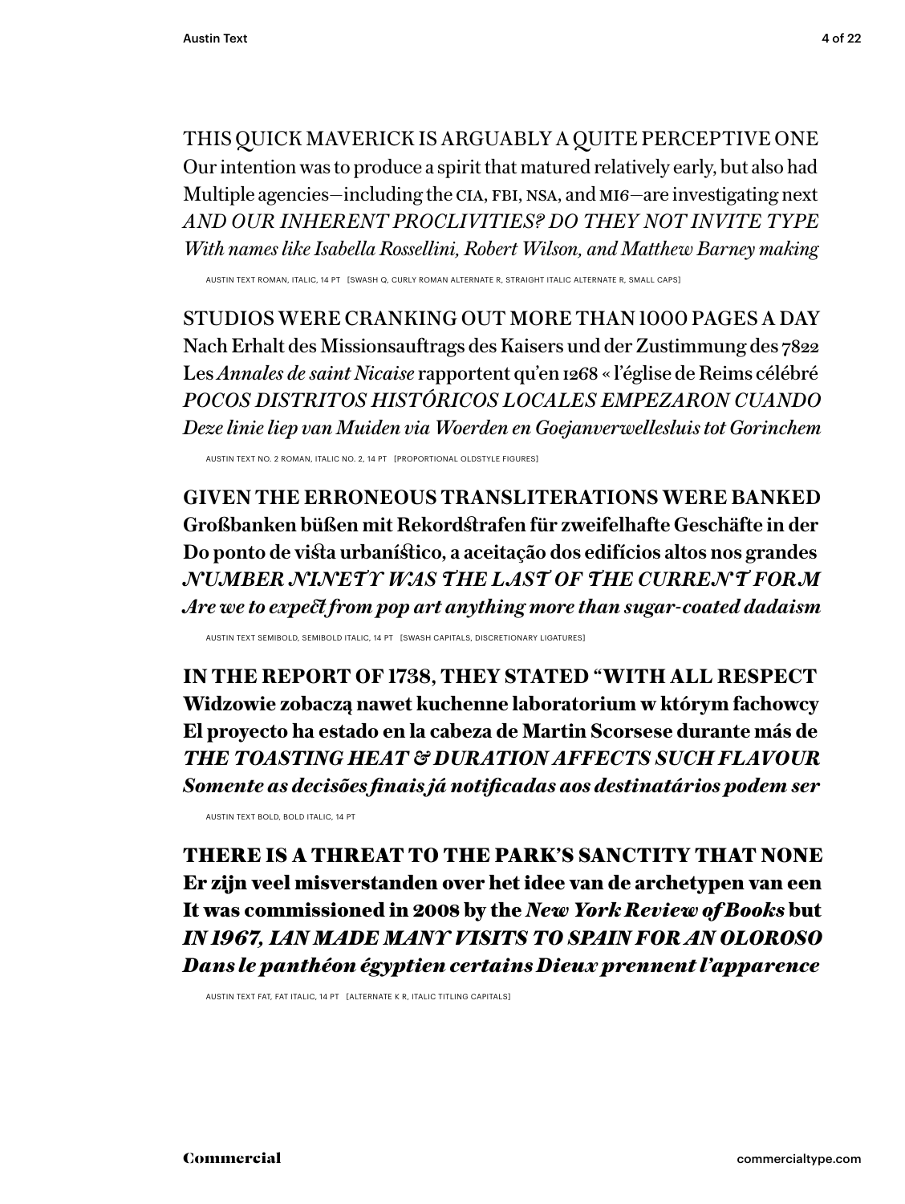THIS QUICK MAVERICK IS ARGUABLY A QUITE PERCEPTIVE ONE
Our intention was to produce a spirit that matured relatively early, but also had
Multiple agencies—including the CIA, FBI, NSA, and MI6—are investigating next
*AND OUR INHERENT PROCLIVITIES? DO THEY NOT INVITE TYPE*
*With names like Isabella Rossellini, Robert Wilson, and Matthew Barney making*

AUSTIN TEXT ROMAN, ITALIC, 14 PT [SWASH Q, CURLY ROMAN ALTERNATE R, STRAIGHT ITALIC ALTERNATE R, SMALL CAPS]

STUDIOS WERE CRANKING OUT MORE THAN 1000 PAGES A DAY
Nach Erhalt des Missionsauftrags des Kaisers und der Zustimmung des 7822
Les *Annales de saint Nicaise* rapportent qu'en 1268 « l'église de Reims célébré
*POCOS DISTRITOS HISTÓRICOS LOCALES EMPEZARON CUANDO*
*Deze linie liep van Muiden via Woerden en Goejanverwellesluis tot Gorinchem*

AUSTIN TEXT NO. 2 ROMAN, ITALIC NO. 2, 14 PT [PROPORTIONAL OLDSTYLE FIGURES]

**GIVEN THE ERRONEOUS TRANSLITERATIONS WERE BANKED**
**Großbanken büßen mit Rekordstrafen für zweifelhafte Geschäfte in der**
**Do ponto de vista urbanístico, a aceitação dos edifícios altos nos grandes**
***NUMBER NINETY WAS THE LAST OF THE CURRENT FORM***
***Are we to expect from pop art anything more than sugar-coated dadaism***

AUSTIN TEXT SEMIBOLD, SEMIBOLD ITALIC, 14 PT [SWASH CAPITALS, DISCRETIONARY LIGATURES]

**IN THE REPORT OF 1738, THEY STATED "WITH ALL RESPECT**
**Widzowie zobaczą nawet kuchenne laboratorium w którym fachowcy**
**El proyecto ha estado en la cabeza de Martin Scorsese durante más de**
***THE TOASTING HEAT & DURATION AFFECTS SUCH FLAVOUR***
***Somente as decisões finais já notificadas aos destinatários podem ser***

AUSTIN TEXT BOLD, BOLD ITALIC, 14 PT

**THERE IS A THREAT TO THE PARK'S SANCTITY THAT NONE**
**Er zijn veel misverstanden over het idee van de archetypen van een**
**It was commissioned in 2008 by the *New York Review of Books* but**
***IN 1967, IAN MADE MANY VISITS TO SPAIN FOR AN OLOROSO***
***Dans le panthéon égyptien certains Dieux prennent l'apparence***

AUSTIN TEXT FAT, FAT ITALIC, 14 PT [ALTERNATE K R, ITALIC TITLING CAPITALS]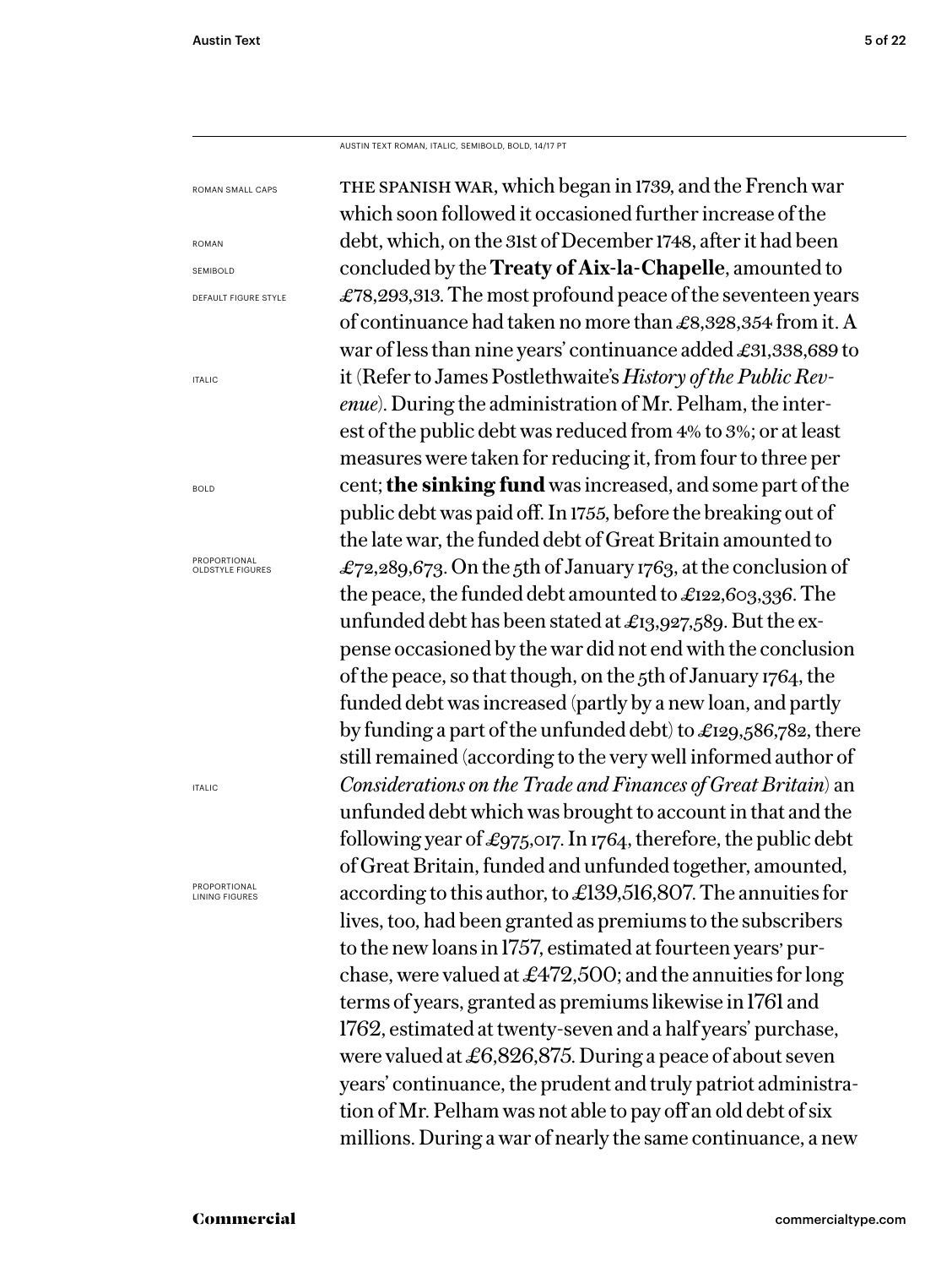AUSTIN TEXT ROMAN, ITALIC, SEMIBOLD, BOLD, 14/17 PT

ROMAN SMALL CAPS

ROMAN

SEMIBOLD

DEFAULT FIGURE STYLE

ITALIC

BOLD

PROPORTIONAL OLDSTYLE FIGURES

ITALIC

PROPORTIONAL LINING FIGURES

THE SPANISH WAR, which began in 1739, and the French war which soon followed it occasioned further increase of the debt, which, on the 31st of December 1748, after it had been concluded by the **Treaty of Aix-la-Chapelle**, amounted to £78,293,313. The most profound peace of the seventeen years of continuance had taken no more than £8,328,354 from it. A war of less than nine years' continuance added £31,338,689 to it (Refer to James Postlethwaite's *History of the Public Revenue*). During the administration of Mr. Pelham, the interest of the public debt was reduced from 4% to 3%; or at least measures were taken for reducing it, from four to three per cent; **the sinking fund** was increased, and some part of the public debt was paid off. In 1755, before the breaking out of the late war, the funded debt of Great Britain amounted to £72,289,673. On the 5th of January 1763, at the conclusion of the peace, the funded debt amounted to £122,603,336. The unfunded debt has been stated at £13,927,589. But the expense occasioned by the war did not end with the conclusion of the peace, so that though, on the 5th of January 1764, the funded debt was increased (partly by a new loan, and partly by funding a part of the unfunded debt) to £129,586,782, there still remained (according to the very well informed author of *Considerations on the Trade and Finances of Great Britain*) an unfunded debt which was brought to account in that and the following year of £975,017. In 1764, therefore, the public debt of Great Britain, funded and unfunded together, amounted, according to this author, to £139,516,807. The annuities for lives, too, had been granted as premiums to the subscribers to the new loans in 1757, estimated at fourteen years' purchase, were valued at £472,500; and the annuities for long terms of years, granted as premiums likewise in 1761 and 1762, estimated at twenty-seven and a half years' purchase, were valued at £6,826,875. During a peace of about seven years' continuance, the prudent and truly patriot administration of Mr. Pelham was not able to pay off an old debt of six millions. During a war of nearly the same continuance, a new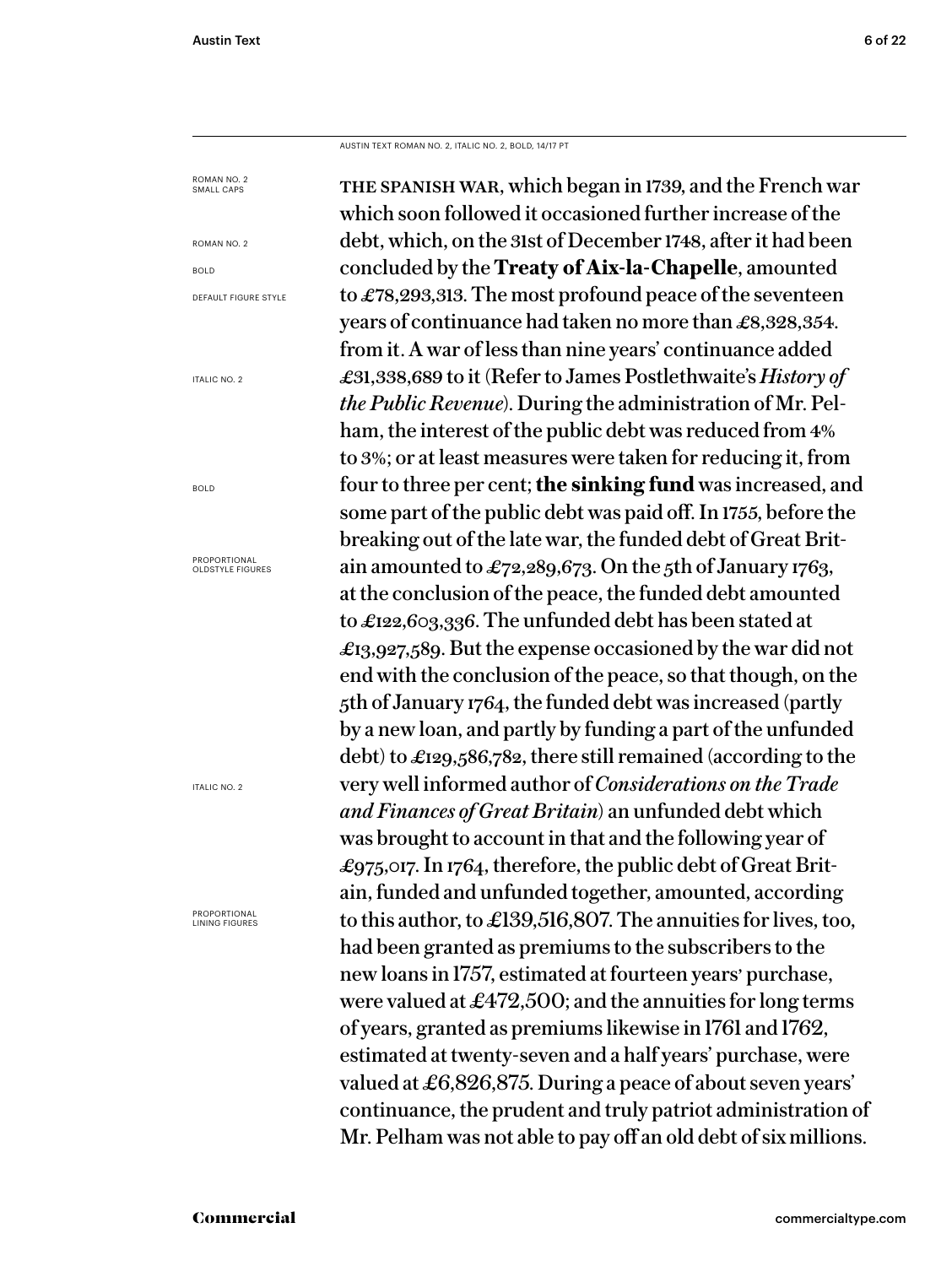AUSTIN TEXT ROMAN NO. 2, ITALIC NO. 2, BOLD, 14/17 PT

ROMAN NO. 2 SMALL CAPS

ROMAN NO. 2

BOLD

DEFAULT FIGURE STYLE

ITALIC NO. 2

BOLD

PROPORTIONAL OLDSTYLE FIGURES

ITALIC NO. 2

PROPORTIONAL LINING FIGURES

THE SPANISH WAR, which began in 1739, and the French war which soon followed it occasioned further increase of the debt, which, on the 31st of December 1748, after it had been concluded by the **Treaty of Aix-la-Chapelle**, amounted to £78,293,313. The most profound peace of the seventeen years of continuance had taken no more than £8,328,354. from it. A war of less than nine years' continuance added £31,338,689 to it (Refer to James Postlethwaite's *History of the Public Revenue*). During the administration of Mr. Pelham, the interest of the public debt was reduced from 4% to 3%; or at least measures were taken for reducing it, from four to three per cent; **the sinking fund** was increased, and some part of the public debt was paid off. In 1755, before the breaking out of the late war, the funded debt of Great Britain amounted to £72,289,673. On the 5th of January 1763, at the conclusion of the peace, the funded debt amounted to £122,603,336. The unfunded debt has been stated at £13,927,589. But the expense occasioned by the war did not end with the conclusion of the peace, so that though, on the 5th of January 1764, the funded debt was increased (partly by a new loan, and partly by funding a part of the unfunded debt) to £129,586,782, there still remained (according to the very well informed author of *Considerations on the Trade and Finances of Great Britain*) an unfunded debt which was brought to account in that and the following year of £975,017. In 1764, therefore, the public debt of Great Britain, funded and unfunded together, amounted, according to this author, to £139,516,807. The annuities for lives, too, had been granted as premiums to the subscribers to the new loans in 1757, estimated at fourteen years' purchase, were valued at £472,500; and the annuities for long terms of years, granted as premiums likewise in 1761 and 1762, estimated at twenty-seven and a half years' purchase, were valued at £6,826,875. During a peace of about seven years' continuance, the prudent and truly patriot administration of Mr. Pelham was not able to pay off an old debt of six millions.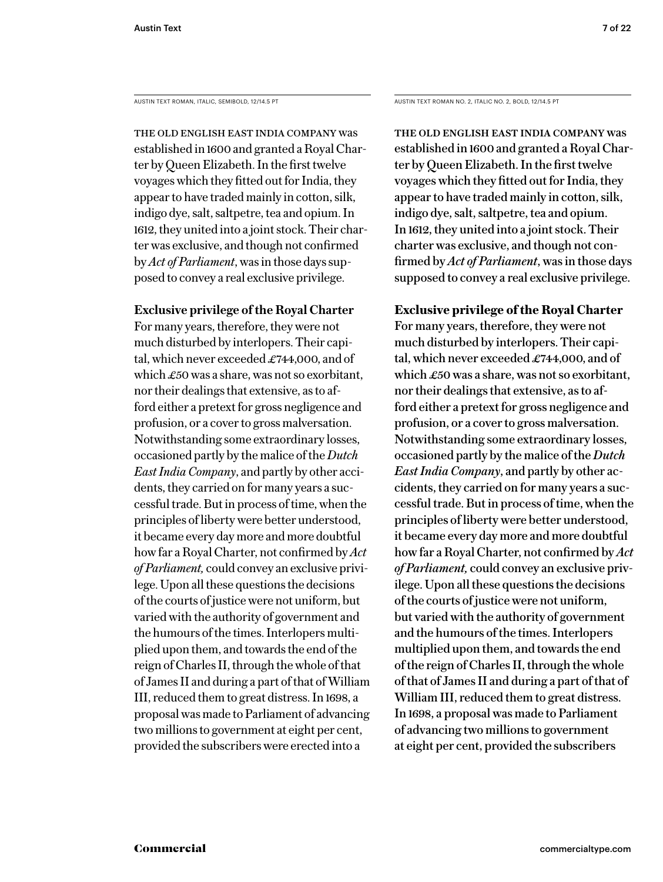AUSTIN TEXT ROMAN, ITALIC, SEMIBOLD, 12/14.5 PT

THE OLD ENGLISH EAST INDIA COMPANY was established in 1600 and granted a Royal Charter by Queen Elizabeth. In the first twelve voyages which they fitted out for India, they appear to have traded mainly in cotton, silk, indigo dye, salt, saltpetre, tea and opium. In 1612, they united into a joint stock. Their charter was exclusive, and though not confirmed by *Act of Parliament*, was in those days supposed to convey a real exclusive privilege.

**Exclusive privilege of the Royal Charter**

For many years, therefore, they were not much disturbed by interlopers. Their capital, which never exceeded £744,000, and of which £50 was a share, was not so exorbitant, nor their dealings that extensive, as to afford either a pretext for gross negligence and profusion, or a cover to gross malversation. Notwithstanding some extraordinary losses, occasioned partly by the malice of the *Dutch East India Company*, and partly by other accidents, they carried on for many years a successful trade. But in process of time, when the principles of liberty were better understood, it became every day more and more doubtful how far a Royal Charter, not confirmed by *Act of Parliament,* could convey an exclusive privilege. Upon all these questions the decisions of the courts of justice were not uniform, but varied with the authority of government and the humours of the times. Interlopers multiplied upon them, and towards the end of the reign of Charles II, through the whole of that of James II and during a part of that of William III, reduced them to great distress. In 1698, a proposal was made to Parliament of advancing two millions to government at eight per cent, provided the subscribers were erected into a

AUSTIN TEXT ROMAN NO. 2, ITALIC NO. 2, BOLD, 12/14.5 PT

THE OLD ENGLISH EAST INDIA COMPANY was established in 1600 and granted a Royal Charter by Queen Elizabeth. In the first twelve voyages which they fitted out for India, they appear to have traded mainly in cotton, silk, indigo dye, salt, saltpetre, tea and opium. In 1612, they united into a joint stock. Their charter was exclusive, and though not confirmed by *Act of Parliament*, was in those days supposed to convey a real exclusive privilege.

**Exclusive privilege of the Royal Charter**

For many years, therefore, they were not much disturbed by interlopers. Their capital, which never exceeded £744,000, and of which £50 was a share, was not so exorbitant, nor their dealings that extensive, as to afford either a pretext for gross negligence and profusion, or a cover to gross malversation. Notwithstanding some extraordinary losses, occasioned partly by the malice of the *Dutch East India Company*, and partly by other accidents, they carried on for many years a successful trade. But in process of time, when the principles of liberty were better understood, it became every day more and more doubtful how far a Royal Charter, not confirmed by *Act of Parliament,* could convey an exclusive privilege. Upon all these questions the decisions of the courts of justice were not uniform, but varied with the authority of government and the humours of the times. Interlopers multiplied upon them, and towards the end of the reign of Charles II, through the whole of that of James II and during a part of that of William III, reduced them to great distress. In 1698, a proposal was made to Parliament of advancing two millions to government at eight per cent, provided the subscribers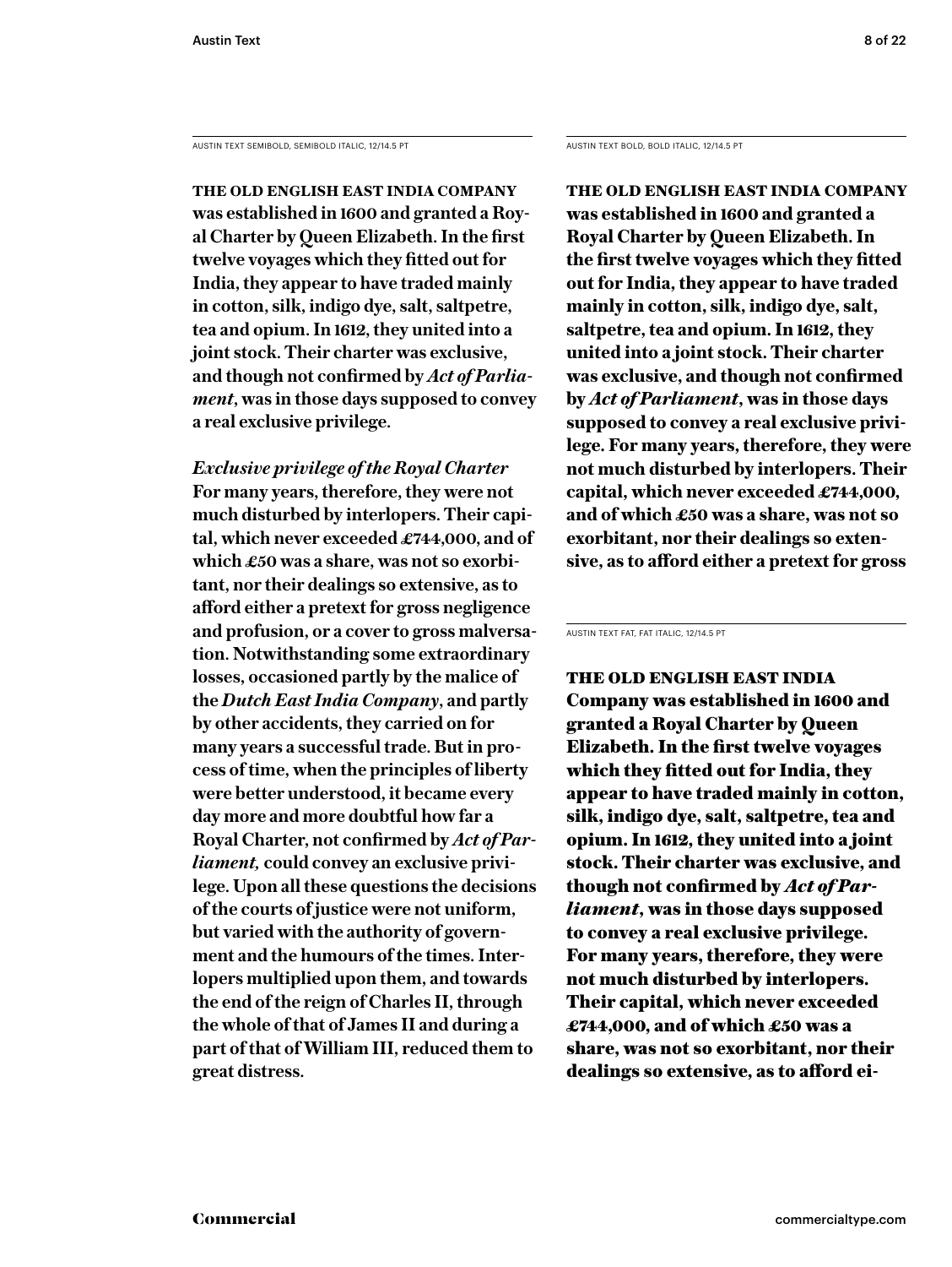AUSTIN TEXT SEMIBOLD, SEMIBOLD ITALIC, 12/14.5 PT

**THE OLD ENGLISH EAST INDIA COMPANY was established in 1600 and granted a Royal Charter by Queen Elizabeth. In the first twelve voyages which they fitted out for India, they appear to have traded mainly in cotton, silk, indigo dye, salt, saltpetre, tea and opium. In 1612, they united into a joint stock. Their charter was exclusive, and though not confirmed by *Act of Parliament*, was in those days supposed to convey a real exclusive privilege.**

***Exclusive privilege of the Royal Charter***
**For many years, therefore, they were not much disturbed by interlopers. Their capital, which never exceeded £744,000, and of which £50 was a share, was not so exorbitant, nor their dealings so extensive, as to afford either a pretext for gross negligence and profusion, or a cover to gross malversation. Notwithstanding some extraordinary losses, occasioned partly by the malice of the *Dutch East India Company*, and partly by other accidents, they carried on for many years a successful trade. But in process of time, when the principles of liberty were better understood, it became every day more and more doubtful how far a Royal Charter, not confirmed by *Act of Parliament,* could convey an exclusive privilege. Upon all these questions the decisions of the courts of justice were not uniform, but varied with the authority of government and the humours of the times. Interlopers multiplied upon them, and towards the end of the reign of Charles II, through the whole of that of James II and during a part of that of William III, reduced them to great distress.**

AUSTIN TEXT BOLD, BOLD ITALIC, 12/14.5 PT

**THE OLD ENGLISH EAST INDIA COMPANY was established in 1600 and granted a Royal Charter by Queen Elizabeth. In the first twelve voyages which they fitted out for India, they appear to have traded mainly in cotton, silk, indigo dye, salt, saltpetre, tea and opium. In 1612, they united into a joint stock. Their charter was exclusive, and though not confirmed by *Act of Parliament*, was in those days supposed to convey a real exclusive privilege. For many years, therefore, they were not much disturbed by interlopers. Their capital, which never exceeded £744,000, and of which £50 was a share, was not so exorbitant, nor their dealings so extensive, as to afford either a pretext for gross**

AUSTIN TEXT FAT, FAT ITALIC, 12/14.5 PT

**THE OLD ENGLISH EAST INDIA Company was established in 1600 and granted a Royal Charter by Queen Elizabeth. In the first twelve voyages which they fitted out for India, they appear to have traded mainly in cotton, silk, indigo dye, salt, saltpetre, tea and opium. In 1612, they united into a joint stock. Their charter was exclusive, and though not confirmed by *Act of Parliament*, was in those days supposed to convey a real exclusive privilege. For many years, therefore, they were not much disturbed by interlopers. Their capital, which never exceeded £744,000, and of which £50 was a share, was not so exorbitant, nor their dealings so extensive, as to afford ei-**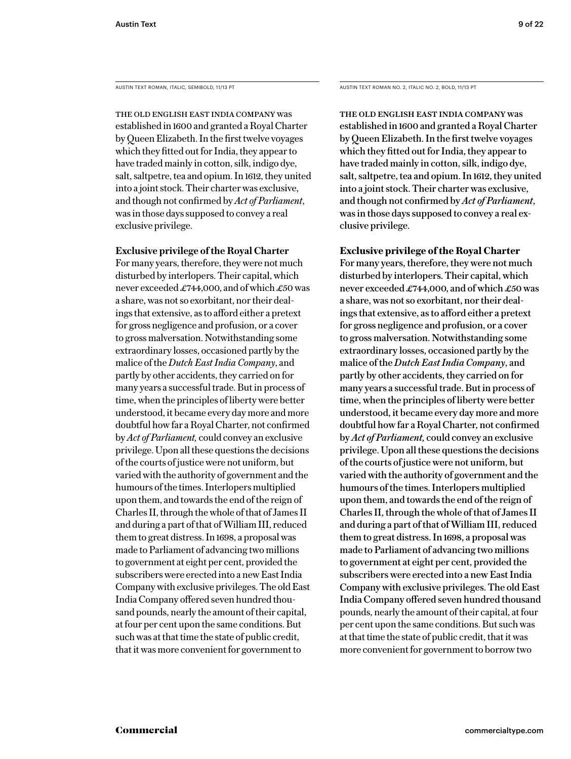AUSTIN TEXT ROMAN, ITALIC, SEMIBOLD, 11/13 PT

THE OLD ENGLISH EAST INDIA COMPANY was established in 1600 and granted a Royal Charter by Queen Elizabeth. In the first twelve voyages which they fitted out for India, they appear to have traded mainly in cotton, silk, indigo dye, salt, saltpetre, tea and opium. In 1612, they united into a joint stock. Their charter was exclusive, and though not confirmed by *Act of Parliament*, was in those days supposed to convey a real exclusive privilege.

**Exclusive privilege of the Royal Charter**
For many years, therefore, they were not much disturbed by interlopers. Their capital, which never exceeded £744,000, and of which £50 was a share, was not so exorbitant, nor their dealings that extensive, as to afford either a pretext for gross negligence and profusion, or a cover to gross malversation. Notwithstanding some extraordinary losses, occasioned partly by the malice of the *Dutch East India Company*, and partly by other accidents, they carried on for many years a successful trade. But in process of time, when the principles of liberty were better understood, it became every day more and more doubtful how far a Royal Charter, not confirmed by *Act of Parliament,* could convey an exclusive privilege. Upon all these questions the decisions of the courts of justice were not uniform, but varied with the authority of government and the humours of the times. Interlopers multiplied upon them, and towards the end of the reign of Charles II, through the whole of that of James II and during a part of that of William III, reduced them to great distress. In 1698, a proposal was made to Parliament of advancing two millions to government at eight per cent, provided the subscribers were erected into a new East India Company with exclusive privileges. The old East India Company offered seven hundred thousand pounds, nearly the amount of their capital, at four per cent upon the same conditions. But such was at that time the state of public credit, that it was more convenient for government to

AUSTIN TEXT ROMAN NO. 2, ITALIC NO. 2, BOLD, 11/13 PT

THE OLD ENGLISH EAST INDIA COMPANY was established in 1600 and granted a Royal Charter by Queen Elizabeth. In the first twelve voyages which they fitted out for India, they appear to have traded mainly in cotton, silk, indigo dye, salt, saltpetre, tea and opium. In 1612, they united into a joint stock. Their charter was exclusive, and though not confirmed by *Act of Parliament*, was in those days supposed to convey a real exclusive privilege.

**Exclusive privilege of the Royal Charter**
For many years, therefore, they were not much disturbed by interlopers. Their capital, which never exceeded £744,000, and of which £50 was a share, was not so exorbitant, nor their dealings that extensive, as to afford either a pretext for gross negligence and profusion, or a cover to gross malversation. Notwithstanding some extraordinary losses, occasioned partly by the malice of the *Dutch East India Company*, and partly by other accidents, they carried on for many years a successful trade. But in process of time, when the principles of liberty were better understood, it became every day more and more doubtful how far a Royal Charter, not confirmed by *Act of Parliament,* could convey an exclusive privilege. Upon all these questions the decisions of the courts of justice were not uniform, but varied with the authority of government and the humours of the times. Interlopers multiplied upon them, and towards the end of the reign of Charles II, through the whole of that of James II and during a part of that of William III, reduced them to great distress. In 1698, a proposal was made to Parliament of advancing two millions to government at eight per cent, provided the subscribers were erected into a new East India Company with exclusive privileges. The old East India Company offered seven hundred thousand pounds, nearly the amount of their capital, at four per cent upon the same conditions. But such was at that time the state of public credit, that it was more convenient for government to borrow two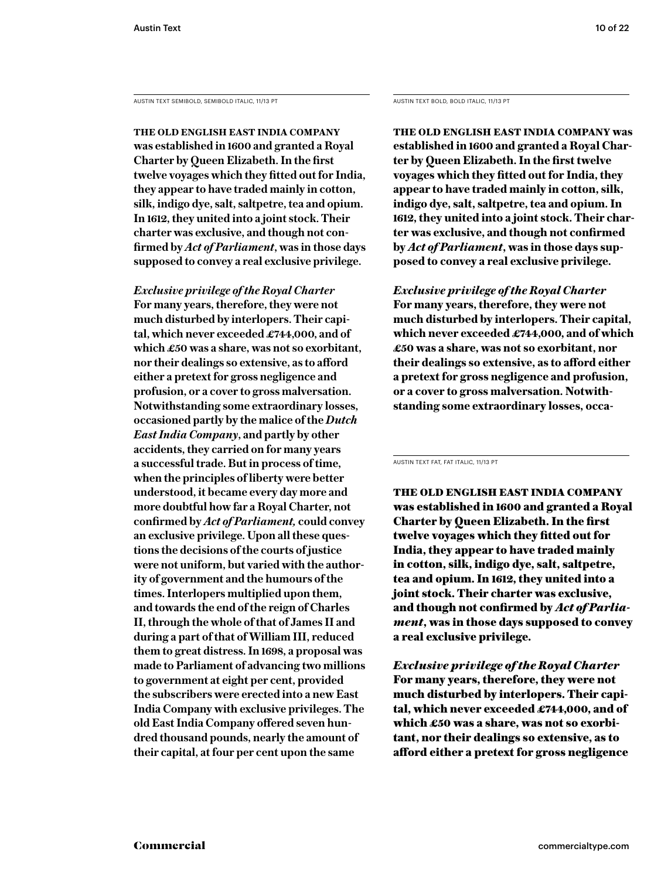AUSTIN TEXT SEMIBOLD, SEMIBOLD ITALIC, 11/13 PT

**THE OLD ENGLISH EAST INDIA COMPANY was established in 1600 and granted a Royal Charter by Queen Elizabeth. In the first twelve voyages which they fitted out for India, they appear to have traded mainly in cotton, silk, indigo dye, salt, saltpetre, tea and opium. In 1612, they united into a joint stock. Their charter was exclusive, and though not confirmed by *Act of Parliament*, was in those days supposed to convey a real exclusive privilege.**

***Exclusive privilege of the Royal Charter***
**For many years, therefore, they were not much disturbed by interlopers. Their capital, which never exceeded £744,000, and of which £50 was a share, was not so exorbitant, nor their dealings so extensive, as to afford either a pretext for gross negligence and profusion, or a cover to gross malversation. Notwithstanding some extraordinary losses, occasioned partly by the malice of the *Dutch East India Company*, and partly by other accidents, they carried on for many years a successful trade. But in process of time, when the principles of liberty were better understood, it became every day more and more doubtful how far a Royal Charter, not confirmed by *Act of Parliament,* could convey an exclusive privilege. Upon all these questions the decisions of the courts of justice were not uniform, but varied with the authority of government and the humours of the times. Interlopers multiplied upon them, and towards the end of the reign of Charles II, through the whole of that of James II and during a part of that of William III, reduced them to great distress. In 1698, a proposal was made to Parliament of advancing two millions to government at eight per cent, provided the subscribers were erected into a new East India Company with exclusive privileges. The old East India Company offered seven hundred thousand pounds, nearly the amount of their capital, at four per cent upon the same**

AUSTIN TEXT BOLD, BOLD ITALIC, 11/13 PT

**THE OLD ENGLISH EAST INDIA COMPANY was established in 1600 and granted a Royal Charter by Queen Elizabeth. In the first twelve voyages which they fitted out for India, they appear to have traded mainly in cotton, silk, indigo dye, salt, saltpetre, tea and opium. In 1612, they united into a joint stock. Their charter was exclusive, and though not confirmed by *Act of Parliament*, was in those days supposed to convey a real exclusive privilege.**

***Exclusive privilege of the Royal Charter***
**For many years, therefore, they were not much disturbed by interlopers. Their capital, which never exceeded £744,000, and of which £50 was a share, was not so exorbitant, nor their dealings so extensive, as to afford either a pretext for gross negligence and profusion, or a cover to gross malversation. Notwithstanding some extraordinary losses, occa-**

AUSTIN TEXT FAT, FAT ITALIC, 11/13 PT

**THE OLD ENGLISH EAST INDIA COMPANY was established in 1600 and granted a Royal Charter by Queen Elizabeth. In the first twelve voyages which they fitted out for India, they appear to have traded mainly in cotton, silk, indigo dye, salt, saltpetre, tea and opium. In 1612, they united into a joint stock. Their charter was exclusive, and though not confirmed by *Act of Parliament*, was in those days supposed to convey a real exclusive privilege.**

***Exclusive privilege of the Royal Charter***
**For many years, therefore, they were not much disturbed by interlopers. Their capital, which never exceeded £744,000, and of which £50 was a share, was not so exorbitant, nor their dealings so extensive, as to afford either a pretext for gross negligence**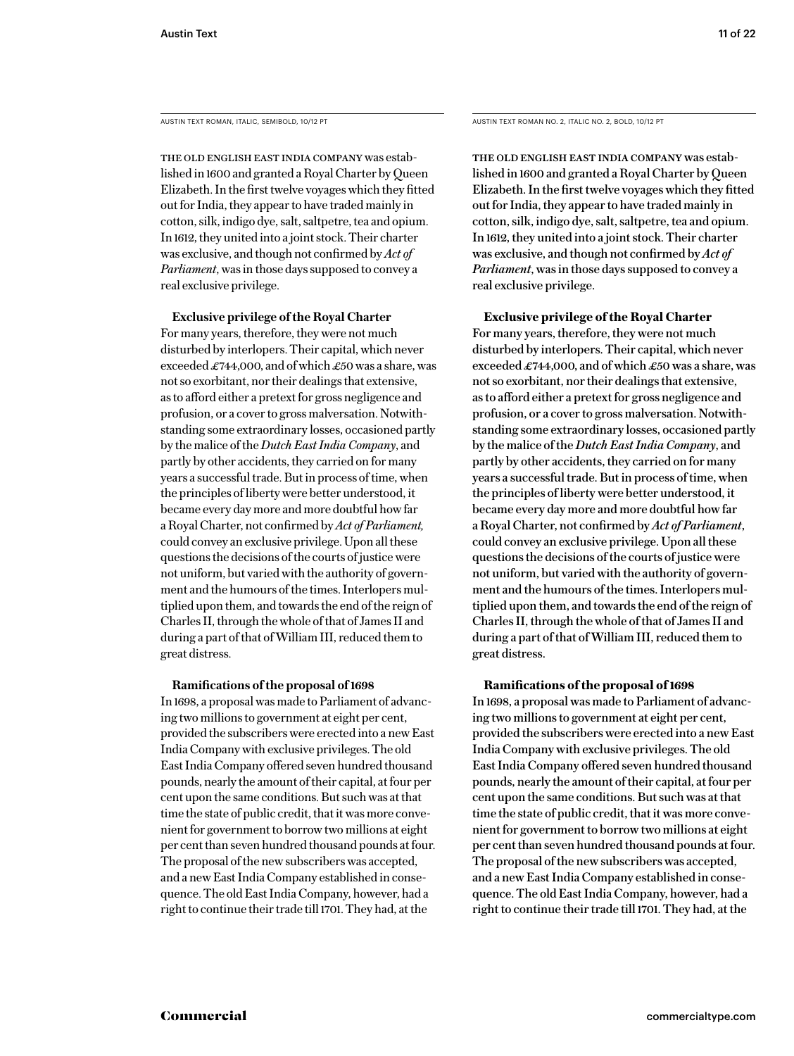AUSTIN TEXT ROMAN, ITALIC, SEMIBOLD, 10/12 PT

THE OLD ENGLISH EAST INDIA COMPANY was established in 1600 and granted a Royal Charter by Queen Elizabeth. In the first twelve voyages which they fitted out for India, they appear to have traded mainly in cotton, silk, indigo dye, salt, saltpetre, tea and opium. In 1612, they united into a joint stock. Their charter was exclusive, and though not confirmed by *Act of Parliament*, was in those days supposed to convey a real exclusive privilege.

**Exclusive privilege of the Royal Charter**
For many years, therefore, they were not much disturbed by interlopers. Their capital, which never exceeded £744,000, and of which £50 was a share, was not so exorbitant, nor their dealings that extensive, as to afford either a pretext for gross negligence and profusion, or a cover to gross malversation. Notwithstanding some extraordinary losses, occasioned partly by the malice of the *Dutch East India Company*, and partly by other accidents, they carried on for many years a successful trade. But in process of time, when the principles of liberty were better understood, it became every day more and more doubtful how far a Royal Charter, not confirmed by *Act of Parliament,* could convey an exclusive privilege. Upon all these questions the decisions of the courts of justice were not uniform, but varied with the authority of government and the humours of the times. Interlopers multiplied upon them, and towards the end of the reign of Charles II, through the whole of that of James II and during a part of that of William III, reduced them to great distress.

**Ramifications of the proposal of 1698**
In 1698, a proposal was made to Parliament of advancing two millions to government at eight per cent, provided the subscribers were erected into a new East India Company with exclusive privileges. The old East India Company offered seven hundred thousand pounds, nearly the amount of their capital, at four per cent upon the same conditions. But such was at that time the state of public credit, that it was more convenient for government to borrow two millions at eight per cent than seven hundred thousand pounds at four. The proposal of the new subscribers was accepted, and a new East India Company established in consequence. The old East India Company, however, had a right to continue their trade till 1701. They had, at the

AUSTIN TEXT ROMAN NO. 2, ITALIC NO. 2, BOLD, 10/12 PT

THE OLD ENGLISH EAST INDIA COMPANY was established in 1600 and granted a Royal Charter by Queen Elizabeth. In the first twelve voyages which they fitted out for India, they appear to have traded mainly in cotton, silk, indigo dye, salt, saltpetre, tea and opium. In 1612, they united into a joint stock. Their charter was exclusive, and though not confirmed by *Act of Parliament*, was in those days supposed to convey a real exclusive privilege.

**Exclusive privilege of the Royal Charter**
For many years, therefore, they were not much disturbed by interlopers. Their capital, which never exceeded £744,000, and of which £50 was a share, was not so exorbitant, nor their dealings that extensive, as to afford either a pretext for gross negligence and profusion, or a cover to gross malversation. Notwithstanding some extraordinary losses, occasioned partly by the malice of the *Dutch East India Company*, and partly by other accidents, they carried on for many years a successful trade. But in process of time, when the principles of liberty were better understood, it became every day more and more doubtful how far a Royal Charter, not confirmed by *Act of Parliament*, could convey an exclusive privilege. Upon all these questions the decisions of the courts of justice were not uniform, but varied with the authority of government and the humours of the times. Interlopers multiplied upon them, and towards the end of the reign of Charles II, through the whole of that of James II and during a part of that of William III, reduced them to great distress.

**Ramifications of the proposal of 1698**
In 1698, a proposal was made to Parliament of advancing two millions to government at eight per cent, provided the subscribers were erected into a new East India Company with exclusive privileges. The old East India Company offered seven hundred thousand pounds, nearly the amount of their capital, at four per cent upon the same conditions. But such was at that time the state of public credit, that it was more convenient for government to borrow two millions at eight per cent than seven hundred thousand pounds at four. The proposal of the new subscribers was accepted, and a new East India Company established in consequence. The old East India Company, however, had a right to continue their trade till 1701. They had, at the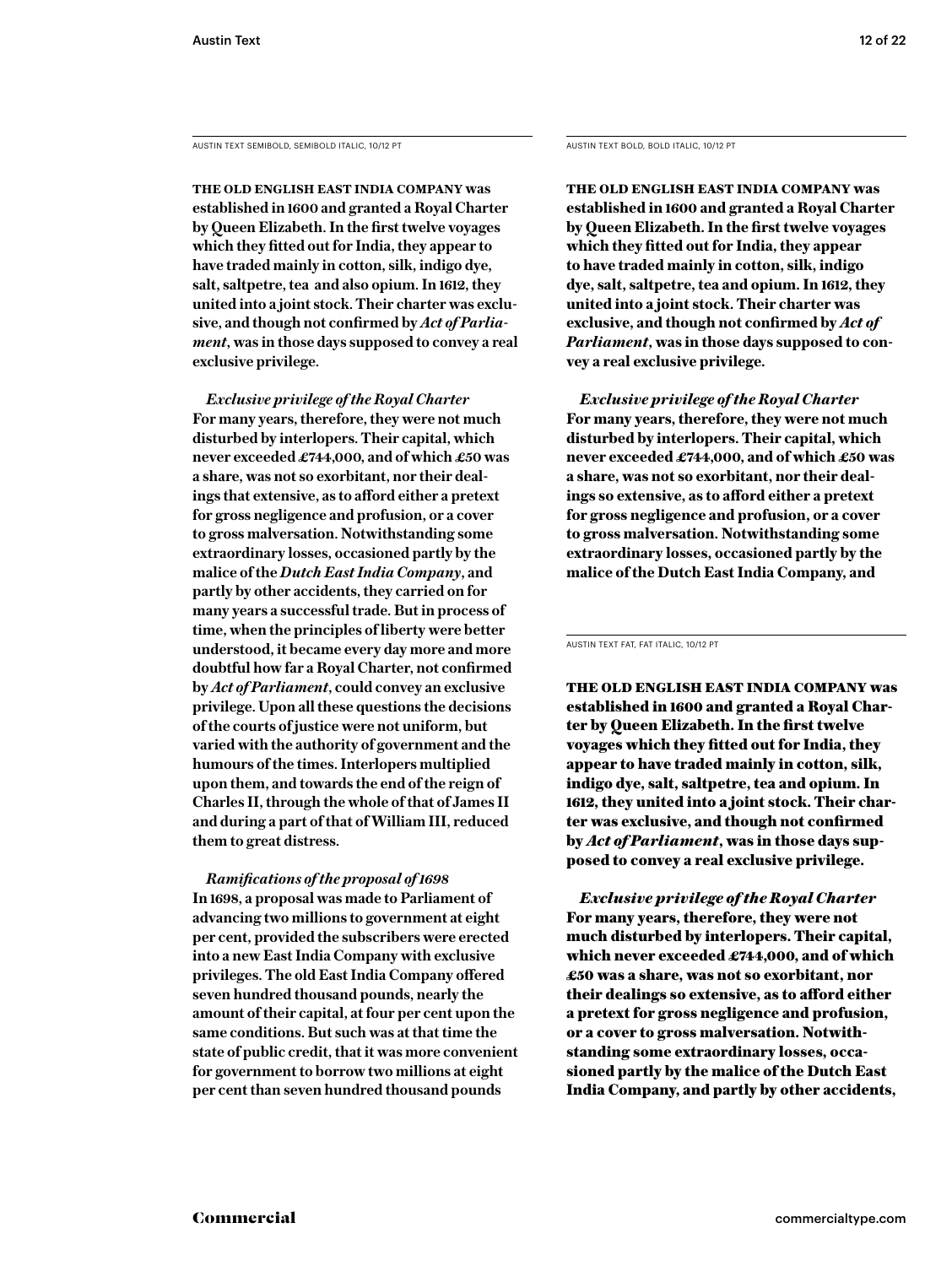AUSTIN TEXT SEMIBOLD, SEMIBOLD ITALIC, 10/12 PT

**THE OLD ENGLISH EAST INDIA COMPANY was established in 1600 and granted a Royal Charter by Queen Elizabeth. In the first twelve voyages which they fitted out for India, they appear to have traded mainly in cotton, silk, indigo dye, salt, saltpetre, tea and also opium. In 1612, they united into a joint stock. Their charter was exclusive, and though not confirmed by *Act of Parliament*, was in those days supposed to convey a real exclusive privilege.**

***Exclusive privilege of the Royal Charter***
**For many years, therefore, they were not much disturbed by interlopers. Their capital, which never exceeded £744,000, and of which £50 was a share, was not so exorbitant, nor their dealings that extensive, as to afford either a pretext for gross negligence and profusion, or a cover to gross malversation. Notwithstanding some extraordinary losses, occasioned partly by the malice of the *Dutch East India Company*, and partly by other accidents, they carried on for many years a successful trade. But in process of time, when the principles of liberty were better understood, it became every day more and more doubtful how far a Royal Charter, not confirmed by *Act of Parliament*, could convey an exclusive privilege. Upon all these questions the decisions of the courts of justice were not uniform, but varied with the authority of government and the humours of the times. Interlopers multiplied upon them, and towards the end of the reign of Charles II, through the whole of that of James II and during a part of that of William III, reduced them to great distress.**

***Ramifications of the proposal of 1698***
**In 1698, a proposal was made to Parliament of advancing two millions to government at eight per cent, provided the subscribers were erected into a new East India Company with exclusive privileges. The old East India Company offered seven hundred thousand pounds, nearly the amount of their capital, at four per cent upon the same conditions. But such was at that time the state of public credit, that it was more convenient for government to borrow two millions at eight per cent than seven hundred thousand pounds**

AUSTIN TEXT BOLD, BOLD ITALIC, 10/12 PT

**THE OLD ENGLISH EAST INDIA COMPANY was established in 1600 and granted a Royal Charter by Queen Elizabeth. In the first twelve voyages which they fitted out for India, they appear to have traded mainly in cotton, silk, indigo dye, salt, saltpetre, tea and opium. In 1612, they united into a joint stock. Their charter was exclusive, and though not confirmed by *Act of Parliament*, was in those days supposed to convey a real exclusive privilege.**

***Exclusive privilege of the Royal Charter***
**For many years, therefore, they were not much disturbed by interlopers. Their capital, which never exceeded £744,000, and of which £50 was a share, was not so exorbitant, nor their dealings so extensive, as to afford either a pretext for gross negligence and profusion, or a cover to gross malversation. Notwithstanding some extraordinary losses, occasioned partly by the malice of the Dutch East India Company, and**

AUSTIN TEXT FAT, FAT ITALIC, 10/12 PT

**THE OLD ENGLISH EAST INDIA COMPANY was established in 1600 and granted a Royal Charter by Queen Elizabeth. In the first twelve voyages which they fitted out for India, they appear to have traded mainly in cotton, silk, indigo dye, salt, saltpetre, tea and opium. In 1612, they united into a joint stock. Their charter was exclusive, and though not confirmed by *Act of Parliament*, was in those days supposed to convey a real exclusive privilege.**

***Exclusive privilege of the Royal Charter***
**For many years, therefore, they were not much disturbed by interlopers. Their capital, which never exceeded £744,000, and of which £50 was a share, was not so exorbitant, nor their dealings so extensive, as to afford either a pretext for gross negligence and profusion, or a cover to gross malversation. Notwithstanding some extraordinary losses, occasioned partly by the malice of the Dutch East India Company, and partly by other accidents,**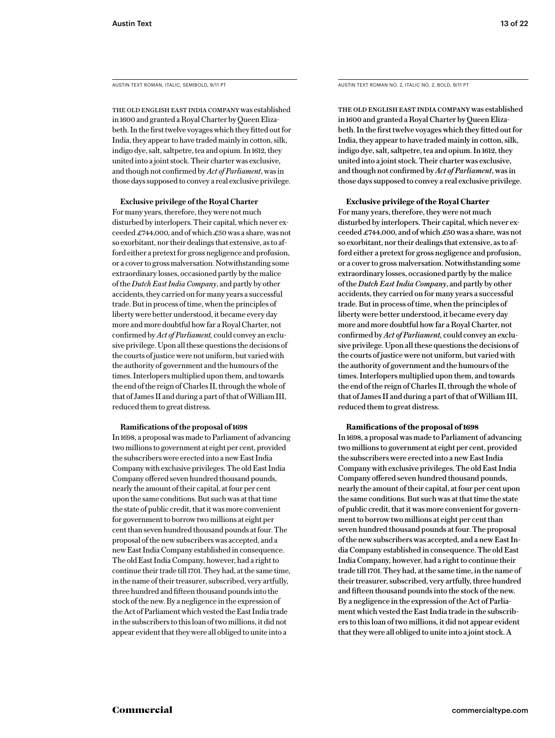AUSTIN TEXT ROMAN, ITALIC, SEMIBOLD, 9/11 PT

THE OLD ENGLISH EAST INDIA COMPANY was established in 1600 and granted a Royal Charter by Queen Elizabeth. In the first twelve voyages which they fitted out for India, they appear to have traded mainly in cotton, silk, indigo dye, salt, saltpetre, tea and opium. In 1612, they united into a joint stock. Their charter was exclusive, and though not confirmed by *Act of Parliament*, was in those days supposed to convey a real exclusive privilege.

**Exclusive privilege of the Royal Charter**
For many years, therefore, they were not much disturbed by interlopers. Their capital, which never exceeded £744,000, and of which £50 was a share, was not so exorbitant, nor their dealings that extensive, as to afford either a pretext for gross negligence and profusion, or a cover to gross malversation. Notwithstanding some extraordinary losses, occasioned partly by the malice of the *Dutch East India Company*, and partly by other accidents, they carried on for many years a successful trade. But in process of time, when the principles of liberty were better understood, it became every day more and more doubtful how far a Royal Charter, not confirmed by *Act of Parliament,* could convey an exclusive privilege. Upon all these questions the decisions of the courts of justice were not uniform, but varied with the authority of government and the humours of the times. Interlopers multiplied upon them, and towards the end of the reign of Charles II, through the whole of that of James II and during a part of that of William III, reduced them to great distress.

**Ramifications of the proposal of 1698**
In 1698, a proposal was made to Parliament of advancing two millions to government at eight per cent, provided the subscribers were erected into a new East India Company with exclusive privileges. The old East India Company offered seven hundred thousand pounds, nearly the amount of their capital, at four per cent upon the same conditions. But such was at that time the state of public credit, that it was more convenient for government to borrow two millions at eight per cent than seven hundred thousand pounds at four. The proposal of the new subscribers was accepted, and a new East India Company established in consequence. The old East India Company, however, had a right to continue their trade till 1701. They had, at the same time, in the name of their treasurer, subscribed, very artfully, three hundred and fifteen thousand pounds into the stock of the new. By a negligence in the expression of the Act of Parliament which vested the East India trade in the subscribers to this loan of two millions, it did not appear evident that they were all obliged to unite into a

AUSTIN TEXT ROMAN NO. 2, ITALIC NO. 2, BOLD, 9/11 PT

THE OLD ENGLISH EAST INDIA COMPANY was established in 1600 and granted a Royal Charter by Queen Elizabeth. In the first twelve voyages which they fitted out for India, they appear to have traded mainly in cotton, silk, indigo dye, salt, saltpetre, tea and opium. In 1612, they united into a joint stock. Their charter was exclusive, and though not confirmed by *Act of Parliament*, was in those days supposed to convey a real exclusive privilege.

**Exclusive privilege of the Royal Charter**
For many years, therefore, they were not much disturbed by interlopers. Their capital, which never exceeded £744,000, and of which £50 was a share, was not so exorbitant, nor their dealings that extensive, as to afford either a pretext for gross negligence and profusion, or a cover to gross malversation. Notwithstanding some extraordinary losses, occasioned partly by the malice of the *Dutch East India Company*, and partly by other accidents, they carried on for many years a successful trade. But in process of time, when the principles of liberty were better understood, it became every day more and more doubtful how far a Royal Charter, not confirmed by *Act of Parliament,* could convey an exclusive privilege. Upon all these questions the decisions of the courts of justice were not uniform, but varied with the authority of government and the humours of the times. Interlopers multiplied upon them, and towards the end of the reign of Charles II, through the whole of that of James II and during a part of that of William III, reduced them to great distress.

**Ramifications of the proposal of 1698**
In 1698, a proposal was made to Parliament of advancing two millions to government at eight per cent, provided the subscribers were erected into a new East India Company with exclusive privileges. The old East India Company offered seven hundred thousand pounds, nearly the amount of their capital, at four per cent upon the same conditions. But such was at that time the state of public credit, that it was more convenient for government to borrow two millions at eight per cent than seven hundred thousand pounds at four. The proposal of the new subscribers was accepted, and a new East India Company established in consequence. The old East India Company, however, had a right to continue their trade till 1701. They had, at the same time, in the name of their treasurer, subscribed, very artfully, three hundred and fifteen thousand pounds into the stock of the new. By a negligence in the expression of the Act of Parliament which vested the East India trade in the subscribers to this loan of two millions, it did not appear evident that they were all obliged to unite into a joint stock. A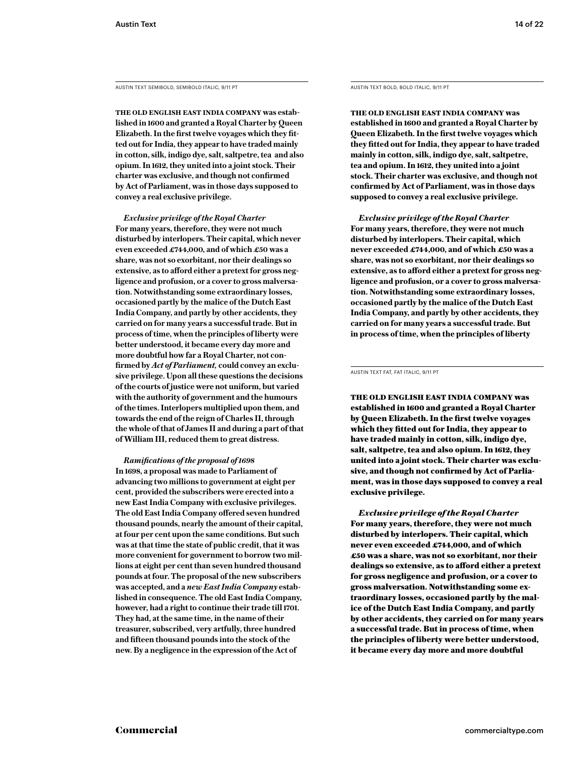AUSTIN TEXT SEMIBOLD, SEMIBOLD ITALIC, 9/11 PT

THE OLD ENGLISH EAST INDIA COMPANY was established in 1600 and granted a Royal Charter by Queen Elizabeth. In the first twelve voyages which they fitted out for India, they appear to have traded mainly in cotton, silk, indigo dye, salt, saltpetre, tea and also opium. In 1612, they united into a joint stock. Their charter was exclusive, and though not confirmed by Act of Parliament, was in those days supposed to convey a real exclusive privilege.

*Exclusive privilege of the Royal Charter*
For many years, therefore, they were not much disturbed by interlopers. Their capital, which never even exceeded £744,000, and of which £50 was a share, was not so exorbitant, nor their dealings so extensive, as to afford either a pretext for gross negligence and profusion, or a cover to gross malversation. Notwithstanding some extraordinary losses, occasioned partly by the malice of the Dutch East India Company, and partly by other accidents, they carried on for many years a successful trade. But in process of time, when the principles of liberty were better understood, it became every day more and more doubtful how far a Royal Charter, not confirmed by *Act of Parliament,* could convey an exclusive privilege. Upon all these questions the decisions of the courts of justice were not uniform, but varied with the authority of government and the humours of the times. Interlopers multiplied upon them, and towards the end of the reign of Charles II, through the whole of that of James II and during a part of that of William III, reduced them to great distress.

*Ramifications of the proposal of 1698*
In 1698, a proposal was made to Parliament of advancing two millions to government at eight per cent, provided the subscribers were erected into a new East India Company with exclusive privileges. The old East India Company offered seven hundred thousand pounds, nearly the amount of their capital, at four per cent upon the same conditions. But such was at that time the state of public credit, that it was more convenient for government to borrow two millions at eight per cent than seven hundred thousand pounds at four. The proposal of the new subscribers was accepted, and a *new East India Company* established in consequence. The old East India Company, however, had a right to continue their trade till 1701. They had, at the same time, in the name of their treasurer, subscribed, very artfully, three hundred and fifteen thousand pounds into the stock of the new. By a negligence in the expression of the Act of

AUSTIN TEXT BOLD, BOLD ITALIC, 9/11 PT

**THE OLD ENGLISH EAST INDIA COMPANY was established in 1600 and granted a Royal Charter by Queen Elizabeth. In the first twelve voyages which they fitted out for India, they appear to have traded mainly in cotton, silk, indigo dye, salt, saltpetre, tea and opium. In 1612, they united into a joint stock. Their charter was exclusive, and though not confirmed by Act of Parliament, was in those days supposed to convey a real exclusive privilege.**

***Exclusive privilege of the Royal Charter***
**For many years, therefore, they were not much disturbed by interlopers. Their capital, which never exceeded £744,000, and of which £50 was a share, was not so exorbitant, nor their dealings so extensive, as to afford either a pretext for gross negligence and profusion, or a cover to gross malversation. Notwithstanding some extraordinary losses, occasioned partly by the malice of the Dutch East India Company, and partly by other accidents, they carried on for many years a successful trade. But in process of time, when the principles of liberty**

AUSTIN TEXT FAT, FAT ITALIC, 9/11 PT

**THE OLD ENGLISH EAST INDIA COMPANY was established in 1600 and granted a Royal Charter by Queen Elizabeth. In the first twelve voyages which they fitted out for India, they appear to have traded mainly in cotton, silk, indigo dye, salt, saltpetre, tea and also opium. In 1612, they united into a joint stock. Their charter was exclusive, and though not confirmed by Act of Parliament, was in those days supposed to convey a real exclusive privilege.**

***Exclusive privilege of the Royal Charter***
**For many years, therefore, they were not much disturbed by interlopers. Their capital, which never even exceeded £744,000, and of which £50 was a share, was not so exorbitant, nor their dealings so extensive, as to afford either a pretext for gross negligence and profusion, or a cover to gross malversation. Notwithstanding some extraordinary losses, occasioned partly by the malice of the Dutch East India Company, and partly by other accidents, they carried on for many years a successful trade. But in process of time, when the principles of liberty were better understood, it became every day more and more doubtful**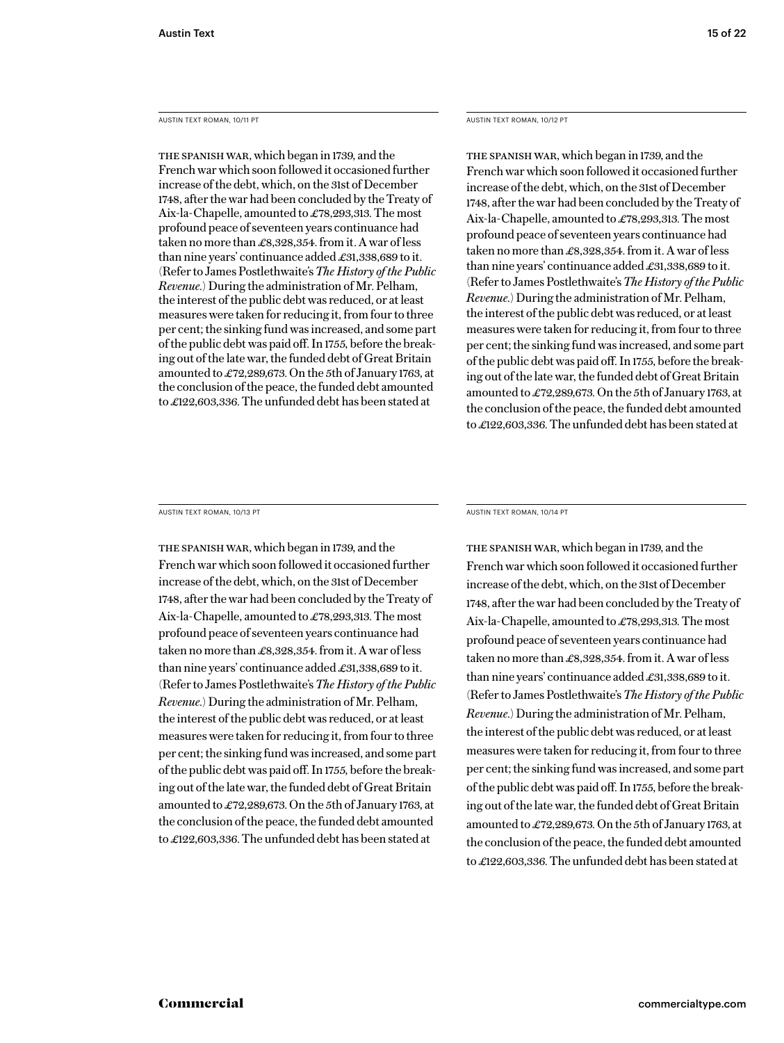AUSTIN TEXT ROMAN, 10/11 PT

THE SPANISH WAR, which began in 1739, and the French war which soon followed it occasioned further increase of the debt, which, on the 31st of December 1748, after the war had been concluded by the Treaty of Aix-la-Chapelle, amounted to £78,293,313. The most profound peace of seventeen years continuance had taken no more than £8,328,354. from it. A war of less than nine years' continuance added £31,338,689 to it. (Refer to James Postlethwaite's *The History of the Public Revenue.*) During the administration of Mr. Pelham, the interest of the public debt was reduced, or at least measures were taken for reducing it, from four to three per cent; the sinking fund was increased, and some part of the public debt was paid off. In 1755, before the breaking out of the late war, the funded debt of Great Britain amounted to £72,289,673. On the 5th of January 1763, at the conclusion of the peace, the funded debt amounted to £122,603,336. The unfunded debt has been stated at

AUSTIN TEXT ROMAN, 10/12 PT

THE SPANISH WAR, which began in 1739, and the French war which soon followed it occasioned further increase of the debt, which, on the 31st of December 1748, after the war had been concluded by the Treaty of Aix-la-Chapelle, amounted to £78,293,313. The most profound peace of seventeen years continuance had taken no more than £8,328,354. from it. A war of less than nine years' continuance added £31,338,689 to it. (Refer to James Postlethwaite's *The History of the Public Revenue.*) During the administration of Mr. Pelham, the interest of the public debt was reduced, or at least measures were taken for reducing it, from four to three per cent; the sinking fund was increased, and some part of the public debt was paid off. In 1755, before the breaking out of the late war, the funded debt of Great Britain amounted to £72,289,673. On the 5th of January 1763, at the conclusion of the peace, the funded debt amounted to £122,603,336. The unfunded debt has been stated at

AUSTIN TEXT ROMAN, 10/13 PT

THE SPANISH WAR, which began in 1739, and the French war which soon followed it occasioned further increase of the debt, which, on the 31st of December 1748, after the war had been concluded by the Treaty of Aix-la-Chapelle, amounted to £78,293,313. The most profound peace of seventeen years continuance had taken no more than £8,328,354. from it. A war of less than nine years' continuance added £31,338,689 to it. (Refer to James Postlethwaite's *The History of the Public Revenue.*) During the administration of Mr. Pelham, the interest of the public debt was reduced, or at least measures were taken for reducing it, from four to three per cent; the sinking fund was increased, and some part of the public debt was paid off. In 1755, before the breaking out of the late war, the funded debt of Great Britain amounted to £72,289,673. On the 5th of January 1763, at the conclusion of the peace, the funded debt amounted to £122,603,336. The unfunded debt has been stated at

AUSTIN TEXT ROMAN, 10/14 PT

THE SPANISH WAR, which began in 1739, and the French war which soon followed it occasioned further increase of the debt, which, on the 31st of December 1748, after the war had been concluded by the Treaty of Aix-la-Chapelle, amounted to £78,293,313. The most profound peace of seventeen years continuance had taken no more than £8,328,354. from it. A war of less than nine years' continuance added £31,338,689 to it. (Refer to James Postlethwaite's *The History of the Public Revenue.*) During the administration of Mr. Pelham, the interest of the public debt was reduced, or at least measures were taken for reducing it, from four to three per cent; the sinking fund was increased, and some part of the public debt was paid off. In 1755, before the breaking out of the late war, the funded debt of Great Britain amounted to £72,289,673. On the 5th of January 1763, at the conclusion of the peace, the funded debt amounted to £122,603,336. The unfunded debt has been stated at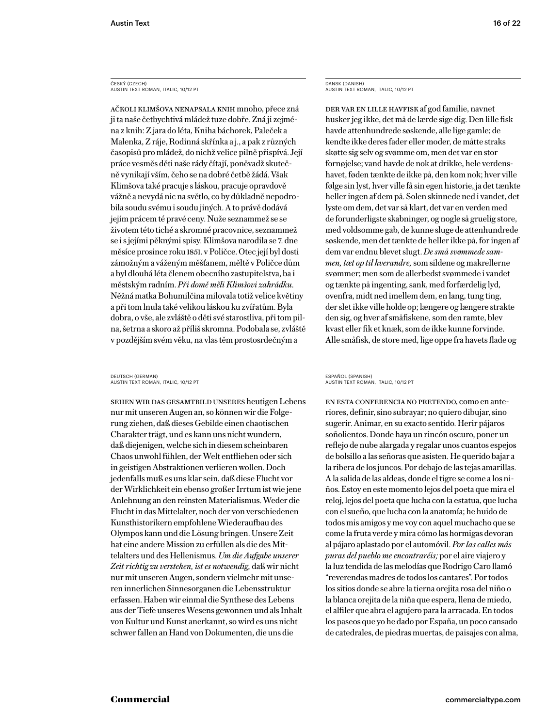ČESKÝ (CZECH)
AUSTIN TEXT ROMAN, ITALIC, 10/12 PT

AČKOLI KLIMŠOVA NENAPSALA KNIH mnoho, přece zná ji ta naše četbychtivá mládež tuze dobře. Zná ji zejména z knih: Z jara do léta, Kniha báchorek, Paleček a Malenka, Z ráje, Rodinná skřínka a j., a pak z různých časopisů pro mládež, do nichž velice pilně přispívá. Její práce vesměs děti naše rády čítají, poněvadž skutečně vynikají vším, čeho se na dobré četbě žádá. Však Klimšova také pracuje s láskou, pracuje opravdově vážně a nevydá nic na světlo, co by důkladně nepodrobila soudu svému i soudu jiných. A to právě dodává jejím prácem té pravé ceny. Nuže seznammež se se životem této tiché a skromné pracovnice, seznammež se i s jejími pěknými spisy. Klimšova narodila se 7. dne měsíce prosince roku 1851. v Poličce. Otec její byl dosti zámožným a váženým měšťanem, měltě v Poličce dům a byl dlouhá léta členem obecního zastupitelstva, ba i městským radním. *Při domě měli Klimšovi zahrádku.* Něžná matka Bohumilčina milovala totiž velice květiny a při tom lnula také velikou láskou ku zvířatům. Byla dobra, o vše, ale zvláště o děti své starostliva, při tom pilna, šetrna a skoro až příliš skromna. Podobala se, zvláště v pozdějším svém věku, na vlas těm prostosrdečným a

DANSK (DANISH)
AUSTIN TEXT ROMAN, ITALIC, 10/12 PT

DER VAR EN LILLE HAVFISK af god familie, navnet husker jeg ikke, det må de lærde sige dig. Den lille fisk havde attenhundrede søskende, alle lige gamle; de kendte ikke deres fader eller moder, de måtte straks skøtte sig selv og svømme om, men det var en stor fornøjelse; vand havde de nok at drikke, hele verdenshavet, føden tænkte de ikke på, den kom nok; hver ville følge sin lyst, hver ville få sin egen historie, ja det tænkte heller ingen af dem på. Solen skinnede ned i vandet, det lyste om dem, det var så klart, det var en verden med de forunderligste skabninger, og nogle så gruelig store, med voldsomme gab, de kunne sluge de attenhundrede søskende, men det tænkte de heller ikke på, for ingen af dem var endnu blevet slugt. *De små svømmede sammen, tæt op til hverandre,* som sildene og makrellerne svømmer; men som de allerbedst svømmede i vandet og tænkte på ingenting, sank, med forfærdelig lyd, ovenfra, midt ned imellem dem, en lang, tung ting, der slet ikke ville holde op; længere og længere strakte den sig, og hver af småfiskene, som den ramte, blev kvast eller fik et knæk, som de ikke kunne forvinde. Alle småfisk, de store med, lige oppe fra havets flade og

DEUTSCH (GERMAN)
AUSTIN TEXT ROMAN, ITALIC, 10/12 PT

SEHEN WIR DAS GESAMTBILD UNSERES heutigen Lebens nur mit unseren Augen an, so können wir die Folgerung ziehen, daß dieses Gebilde einen chaotischen Charakter trägt, und es kann uns nicht wundern, daß diejenigen, welche sich in diesem scheinbaren Chaos unwohl fühlen, der Welt entfliehen oder sich in geistigen Abstraktionen verlieren wollen. Doch jedenfalls muß es uns klar sein, daß diese Flucht vor der Wirklichkeit ein ebenso großer Irrtum ist wie jene Anlehnung an den reinsten Materialismus. Weder die Flucht in das Mittelalter, noch der von verschiedenen Kunsthistorikern empfohlene Wiederaufbau des Olympos kann und die Lösung bringen. Unsere Zeit hat eine andere Mission zu erfüllen als die des Mittelalters und des Hellenismus. *Um die Aufgabe unserer Zeit richtig zu verstehen, ist es notwendig,* daß wir nicht nur mit unseren Augen, sondern vielmehr mit unseren innerlichen Sinnesorganen die Lebensstruktur erfassen. Haben wir einmal die Synthese des Lebens aus der Tiefe unseres Wesens gewonnen und als Inhalt von Kultur und Kunst anerkannt, so wird es uns nicht schwer fallen an Hand von Dokumenten, die uns die

ESPAÑOL (SPANISH)
AUSTIN TEXT ROMAN, ITALIC, 10/12 PT

EN ESTA CONFERENCIA NO PRETENDO, como en anteriores, definir, sino subrayar; no quiero dibujar, sino sugerir. Animar, en su exacto sentido. Herir pájaros soñolientos. Donde haya un rincón oscuro, poner un reflejo de nube alargada y regalar unos cuantos espejos de bolsillo a las señoras que asisten. He querido bajar a la ribera de los juncos. Por debajo de las tejas amarillas. A la salida de las aldeas, donde el tigre se come a los niños. Estoy en este momento lejos del poeta que mira el reloj, lejos del poeta que lucha con la estatua, que lucha con el sueño, que lucha con la anatomía; he huido de todos mis amigos y me voy con aquel muchacho que se come la fruta verde y mira cómo las hormigas devoran al pájaro aplastado por el automóvil. *Por las calles más puras del pueblo me encontraréis;* por el aire viajero y la luz tendida de las melodías que Rodrigo Caro llamó "reverendas madres de todos los cantares". Por todos los sitios donde se abre la tierna orejita rosa del niño o la blanca orejita de la niña que espera, llena de miedo, el alfiler que abra el agujero para la arracada. En todos los paseos que yo he dado por España, un poco cansado de catedrales, de piedras muertas, de paisajes con alma,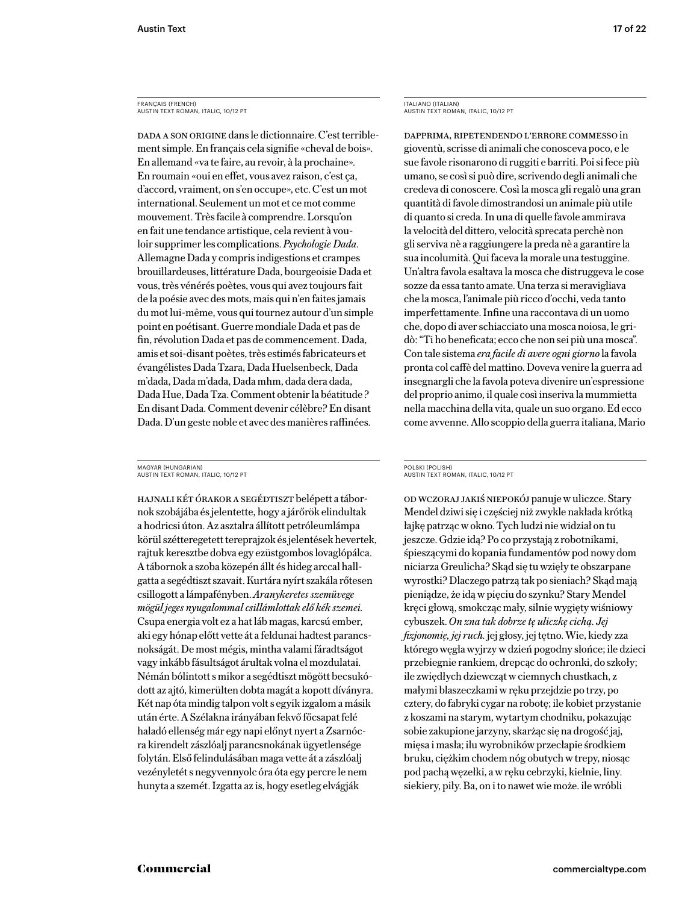FRANÇAIS (FRENCH)
AUSTIN TEXT ROMAN, ITALIC, 10/12 PT

DADA A SON ORIGINE dans le dictionnaire. C'est terriblement simple. En français cela signifie «cheval de bois». En allemand «va te faire, au revoir, à la prochaine». En roumain «oui en effet, vous avez raison, c'est ça, d'accord, vraiment, on s'en occupe», etc. C'est un mot international. Seulement un mot et ce mot comme mouvement. Très facile à comprendre. Lorsqu'on en fait une tendance artistique, cela revient à vouloir supprimer les complications. *Psychologie Dada.* Allemagne Dada y compris indigestions et crampes brouillardeuses, littérature Dada, bourgeoisie Dada et vous, très vénérés poètes, vous qui avez toujours fait de la poésie avec des mots, mais qui n'en faites jamais du mot lui-même, vous qui tournez autour d'un simple point en poétisant. Guerre mondiale Dada et pas de fin, révolution Dada et pas de commencement. Dada, amis et soi-disant poètes, très estimés fabricateurs et évangélistes Dada Tzara, Dada Huelsenbeck, Dada m'dada, Dada m'dada, Dada mhm, dada dera dada, Dada Hue, Dada Tza. Comment obtenir la béatitude ? En disant Dada. Comment devenir célèbre? En disant Dada. D'un geste noble et avec des manières raffinées.

ITALIANO (ITALIAN)
AUSTIN TEXT ROMAN, ITALIC, 10/12 PT

DAPPRIMA, RIPETENDENDO L'ERRORE COMMESSO in gioventù, scrisse di animali che conosceva poco, e le sue favole risonarono di ruggiti e barriti. Poi si fece più umano, se così si può dire, scrivendo degli animali che credeva di conoscere. Così la mosca gli regalò una gran quantità di favole dimostrandosi un animale più utile di quanto si creda. In una di quelle favole ammirava la velocità del dittero, velocità sprecata perchè non gli serviva nè a raggiungere la preda nè a garantire la sua incolumità. Qui faceva la morale una testuggine. Un'altra favola esaltava la mosca che distruggeva le cose sozze da essa tanto amate. Una terza si meravigliava che la mosca, l'animale più ricco d'occhi, veda tanto imperfettamente. Infine una raccontava di un uomo che, dopo di aver schiacciato una mosca noiosa, le gridò: "Ti ho beneficata; ecco che non sei più una mosca". Con tale sistema *era facile di avere ogni giorno* la favola pronta col caffè del mattino. Doveva venire la guerra ad insegnargli che la favola poteva divenire un'espressione del proprio animo, il quale così inseriva la mummietta nella macchina della vita, quale un suo organo. Ed ecco come avvenne. Allo scoppio della guerra italiana, Mario

MAGYAR (HUNGARIAN)
AUSTIN TEXT ROMAN, ITALIC, 10/12 PT

HAJNALI KÉT ÓRAKOR A SEGÉDTISZT belépett a tábornok szobájába és jelentette, hogy a járőrök elindultak a hodricsi úton. Az asztalra állított petróleumlámpa körül szétteregetett tereprajzok és jelentések hevertek, rajtuk keresztbe dobva egy ezüstgombos lovaglópálca. A tábornok a szoba közepén állt és hideg arccal hallgatta a segédtiszt szavait. Kurtára nyírt szakála rőtesen csillogott a lámpafényben. *Aranykeretes szemüvege mögül jeges nyugalommal csillámlottak elő kék szemei.* Csupa energia volt ez a hat láb magas, karcsú ember, aki egy hónap előtt vette át a feldunai hadtest parancsnokságát. De most mégis, mintha valami fáradtságot vagy inkább fásultságot árultak volna el mozdulatai. Némán bólintott s mikor a segédtiszt mögött becsukódott az ajtó, kimerülten dobta magát a kopott díványra. Két nap óta mindig talpon volt s egyik izgalom a másik után érte. A Szélakna irányában fekvő főcsapat felé haladó ellenség már egy napi előnyt nyert a Zsarnócra kirendelt zászlóalj parancsnokának ügyetlensége folytán. Első felindulásában maga vette át a zászlóalj vezényletét s negyvennyolc óra óta egy percre le nem hunyta a szemét. Izgatta az is, hogy esetleg elvágják

POLSKI (POLISH)
AUSTIN TEXT ROMAN, ITALIC, 10/12 PT

OD WCZORAJ JAKIŚ NIEPOKÓJ panuje w uliczce. Stary Mendel dziwi się i częściej niż zwykle nakłada krótką łajkę patrząc w okno. Tych ludzi nie widział on tu jeszcze. Gdzie idą? Po co przystają z robotnikami, śpieszącymi do kopania fundamentów pod nowy dom niciarza Greulicha? Skąd się tu wzięły te obszarpane wyrostki? Dlaczego patrzą tak po sieniach? Skąd mają pieniądze, że idą w pięciu do szynku? Stary Mendel kręci głową, smokcząc mały, silnie wygięty wiśniowy cybuszek. *On zna tak dobrze tę uliczkę cichą. Jej fizjonomię, jej ruch.* jej głosy, jej tętno. Wie, kiedy zza którego węgła wyjrzy w dzień pogodny słońce; ile dzieci przebiegnie rankiem, drepcąc do ochronki, do szkoły; ile zwiędłych dziewcząt w ciemnych chustkach, z małymi blaszeczkami w ręku przejdzie po trzy, po cztery, do fabryki cygar na robotę; ile kobiet przystanie z koszami na starym, wytartym chodniku, pokazując sobie zakupione jarzyny, skarżąc się na drogość jaj, mięsa i masła; ilu wyrobników przecłapie środkiem bruku, ciężkim chodem nóg obutych w trepy, niosąc pod pachą węzełki, a w ręku cebrzyki, kielnie, liny. siekiery, piły. Ba, on i to nawet wie może. ile wróbli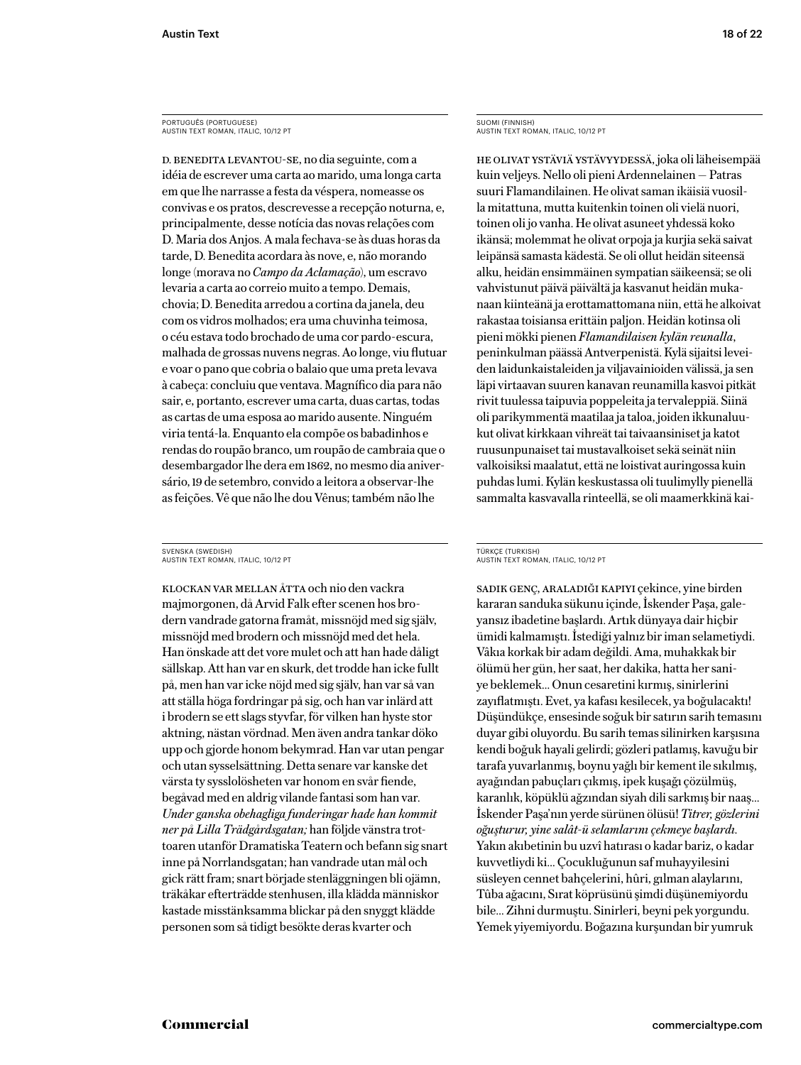PORTUGUÊS (PORTUGUESE)
AUSTIN TEXT ROMAN, ITALIC, 10/12 PT

D. BENEDITA LEVANTOU-SE, no dia seguinte, com a idéia de escrever uma carta ao marido, uma longa carta em que lhe narrasse a festa da véspera, nomeasse os convivas e os pratos, descrevesse a recepção noturna, e, principalmente, desse notícia das novas relações com D. Maria dos Anjos. A mala fechava-se às duas horas da tarde, D. Benedita acordara às nove, e, não morando longe (morava no *Campo da Aclamação*), um escravo levaria a carta ao correio muito a tempo. Demais, chovia; D. Benedita arredou a cortina da janela, deu com os vidros molhados; era uma chuvinha teimosa, o céu estava todo brochado de uma cor pardo-escura, malhada de grossas nuvens negras. Ao longe, viu flutuar e voar o pano que cobria o balaio que uma preta levava à cabeça: concluiu que ventava. Magnífico dia para não sair, e, portanto, escrever uma carta, duas cartas, todas as cartas de uma esposa ao marido ausente. Ninguém viria tentá-la. Enquanto ela compõe os babadinhos e rendas do roupão branco, um roupão de cambraia que o desembargador lhe dera em 1862, no mesmo dia aniversário, 19 de setembro, convido a leitora a observar-lhe as feições. Vê que não lhe dou Vênus; também não lhe

SUOMI (FINNISH)
AUSTIN TEXT ROMAN, ITALIC, 10/12 PT

HE OLIVAT YSTÄVIÄ YSTÄVYYDESSÄ, joka oli läheisempää kuin veljeys. Nello oli pieni Ardennelainen — Patras suuri Flamandilainen. He olivat saman ikäisiä vuosilla mitattuna, mutta kuitenkin toinen oli vielä nuori, toinen oli jo vanha. He olivat asuneet yhdessä koko ikänsä; molemmat he olivat orpoja ja kurjia sekä saivat leipänsä samasta kädestä. Se oli ollut heidän siteensä alku, heidän ensimmäinen sympatian säikeensä; se oli vahvistunut päivä päivältä ja kasvanut heidän mukanaan kiinteänä ja erottamattomana niin, että he alkoivat rakastaa toisiansa erittäin paljon. Heidän kotinsa oli pieni mökki pienen *Flamandilaisen kylän reunalla*, peninkulman päässä Antverpenistä. Kylä sijaitsi leveiden laidunkaistaleiden ja viljavainioiden välissä, ja sen läpi virtaavan suuren kanavan reunamilla kasvoi pitkät rivit tuulessa taipuvia poppeleita ja tervaleppiä. Siinä oli parikymmentä maatilaa ja taloa, joiden ikkunaluukut olivat kirkkaan vihreät tai taivaansiniset ja katot ruusunpunaiset tai mustavalkoiset sekä seinät niin valkoisiksi maalatut, että ne loistivat auringossa kuin puhdas lumi. Kylän keskustassa oli tuulimylly pienellä sammalta kasvavalla rinteellä, se oli maamerkkinä kai-

SVENSKA (SWEDISH)
AUSTIN TEXT ROMAN, ITALIC, 10/12 PT

KLOCKAN VAR MELLAN ÅTTA och nio den vackra majmorgonen, då Arvid Falk efter scenen hos brodern vandrade gatorna framåt, missnöjd med sig själv, missnöjd med brodern och missnöjd med det hela. Han önskade att det vore mulet och att han hade dåligt sällskap. Att han var en skurk, det trodde han icke fullt på, men han var icke nöjd med sig själv, han var så van att ställa höga fordringar på sig, och han var inlärd att i brodern se ett slags styvfar, för vilken han hyste stor aktning, nästan vördnad. Men även andra tankar döko upp och gjorde honom bekymrad. Han var utan pengar och utan sysselsättning. Detta senare var kanske det värsta ty sysslolösheten var honom en svår fiende, begåvad med en aldrig vilande fantasi som han var. *Under ganska obehagliga funderingar hade han kommit ner på Lilla Trädgårdsgatan;* han följde vänstra trottoaren utanför Dramatiska Teatern och befann sig snart inne på Norrlandsgatan; han vandrade utan mål och gick rätt fram; snart började stenläggningen bli ojämn, träkåkar efterträdde stenhusen, illa klädda människor kastade misstänksamma blickar på den snyggt klädde personen som så tidigt besökte deras kvarter och

TÜRKÇE (TURKISH)
AUSTIN TEXT ROMAN, ITALIC, 10/12 PT

SADIK GENÇ, ARALADIĞI KAPIYI çekince, yine birden kararan sanduka sükunu içinde, İskender Paşa, galeyansız ibadetine başlardı. Artık dünyaya dair hiçbir ümidi kalmamıştı. İstediği yalnız bir iman selametiydi. Vâkıa korkak bir adam değildi. Ama, muhakkak bir ölümü her gün, her saat, her dakika, hatta her saniye beklemek… Onun cesaretini kırmış, sinirlerini zayıflatmıştı. Evet, ya kafası kesilecek, ya boğulacaktı! Düşündükçe, ensesinde soğuk bir satırın sarih temasını duyar gibi oluyordu. Bu sarih temas silinirken karşısına kendi boğuk hayali gelirdi; gözleri patlamış, kavuğu bir tarafa yuvarlanmış, boynu yağlı bir kement ile sıkılmış, ayağından pabuçları çıkmış, ipek kuşağı çözülmüş, karanlık, köpüklü ağzından siyah dili sarkmış bir naaş… İskender Paşa'nın yerde sürünen ölüsü! *Titrer, gözlerini oğuşturur, yine salât-ü selamlarını çekmeye başlardı.* Yakın akıbetinin bu uzvî hatırası o kadar bariz, o kadar kuvvetliydi ki… Çocukluğunun saf muhayyilesini süsleyen cennet bahçelerini, hûri, gılman alaylarını, Tûba ağacını, Sırat köprüsünü şimdi düşünemiyordu bile… Zihni durmuştu. Sinirleri, beyni pek yorgundu. Yemek yiyemiyordu. Boğazına kurşundan bir yumruk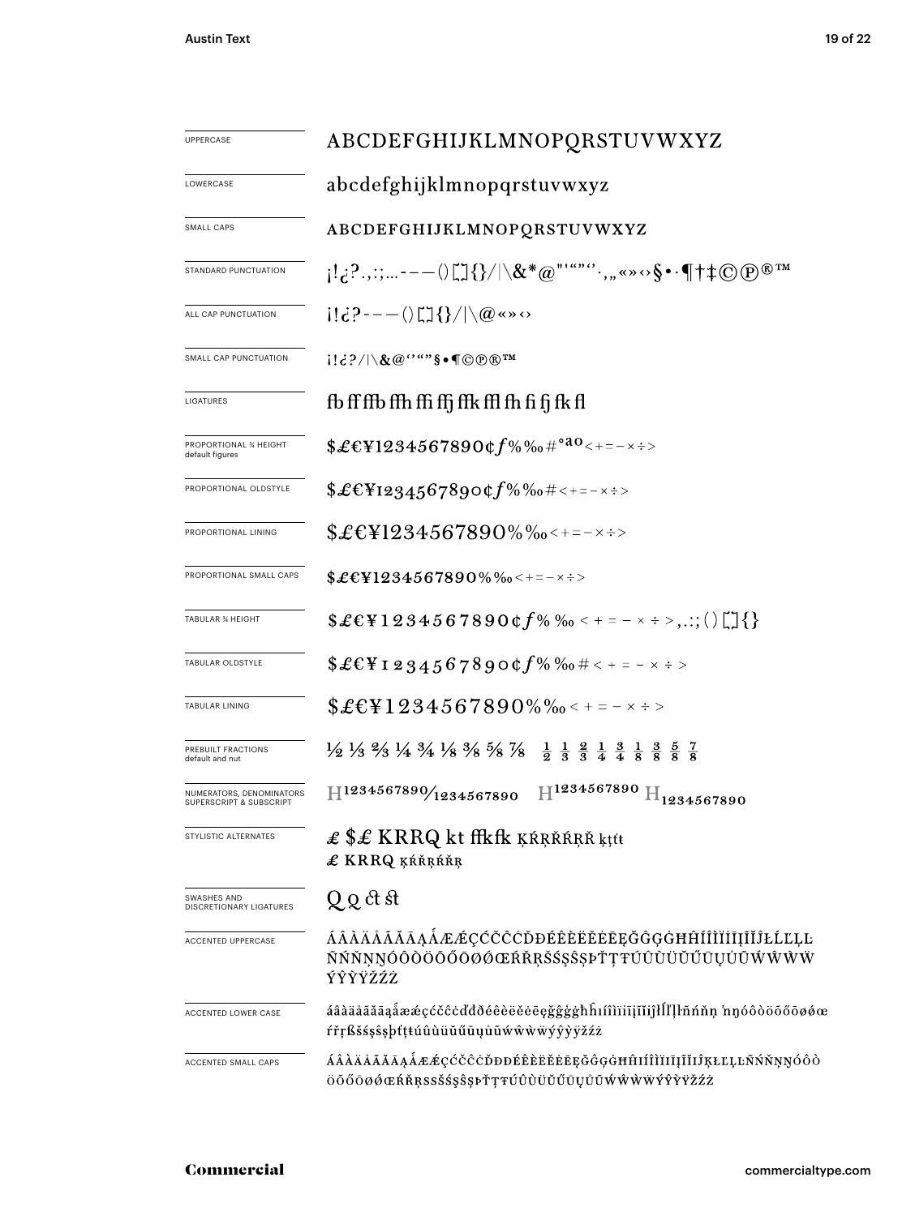| | |
|---|---|
| UPPERCASE | ABCDEFGHIJKLMNOPQRSTUVWXYZ |
| LOWERCASE | abcdefghijklmnopqrstuvwxyz |
| SMALL CAPS | ABCDEFGHIJKLMNOPQRSTUVWXYZ |
| STANDARD PUNCTUATION | ¡!¿?.,:;...-–—()[]{}/\|\&*@"'""''·,„«»‹›§•·¶†‡©℗®™ |
| ALL CAP PUNCTUATION | ¡!¿?-–—()[]{}/\|\@«»‹› |
| SMALL CAP PUNCTUATION | ¡!¿?/\|\&@''""§•¶©℗®™ |
| LIGATURES | fb ff ffb ffh ffi ffj ffk ffl fh fi fj fk fl |
| PROPORTIONAL ¾ HEIGHT default figures | $£€¥1234567890¢ƒ%‰#°ªº<+=−×÷> |
| PROPORTIONAL OLDSTYLE | $£€¥1234567890¢ƒ%‰#<+=−×÷> |
| PROPORTIONAL LINING | $£€¥1234567890%‰<+=−×÷> |
| PROPORTIONAL SMALL CAPS | $£€¥1234567890%‰<+=−×÷> |
| TABULAR ¾ HEIGHT | $£€¥1234567890¢ƒ%‰<+=−×÷>,.:;()[]{} |
| TABULAR OLDSTYLE | $£€¥1234567890¢ƒ%‰#<+=−×÷> |
| TABULAR LINING | $£€¥1234567890%‰<+=−×÷> |
| PREBUILT FRACTIONS default and nut | ½ ⅓ ⅔ ¼ ¾ ⅛ ⅜ ⅝ ⅞ 1/2 1/3 2/3 1/4 3/4 1/8 3/8 5/8 7/8 |
| NUMERATORS, DENOMINATORS SUPERSCRIPT & SUBSCRIPT | H1234567890⁄1234567890 H1234567890 H1234567890 |
| STYLISTIC ALTERNATES | £ $£ KRRQ kt ffkfk ĶŔŖŘŔŖŘ ķţťt £ KRRQ ĶŔŘŖŔŘŖ |
| SWASHES AND DISCRETIONARY LIGATURES | Q Q ct st |
| ACCENTED UPPERCASE | ÁÂÀÄÅÃĂĀĄǺÆǼÇĆČĈĊĎĐÉÊÈËĚĖĒĘĞĜĢĠĦĤÍÎÌÏİĪĮĨĴĹĽĻĿŁÑŃŇŅŊÓÔÒÖÕŐŌØǾŒŔŘŖŚŠŞŜȘÞŤŢŦÚÛÙÜŬŰŪŲŮŨẂŴẀẄÝŶỲŸŽŹŻ |
| ACCENTED LOWER CASE | áâàäåãăāąǻæǽçćčĉċďđðéêèëěėēęğĝģġħĥıíîìïīįĩĵĺľļŀłñńňņŉŋóôòöõőōøǿœŕřŗßśšşŝșþťţŧúûùüŭűūųůũẃŵẁẅýŷỳÿžźż |
| ACCENTED SMALL CAPS | ÁÂÀÄÅÃĂĀĄǺÆǼÇĆČĈĊĎĐÐÉÊÈËĚĖĒĘĞĜĢĠĦĤIÍÎÌÏĪĮĨĴĶĹĽĻĿŁÑŃŇŅŊÓÔÒÖÕŐŌØǾŒŔŘŖSŚŠŞŜȘÞŤŢŦÚÛÙÜŬŰŪŲŮŨẂŴẀẄÝŶỲŸŽŹŻ |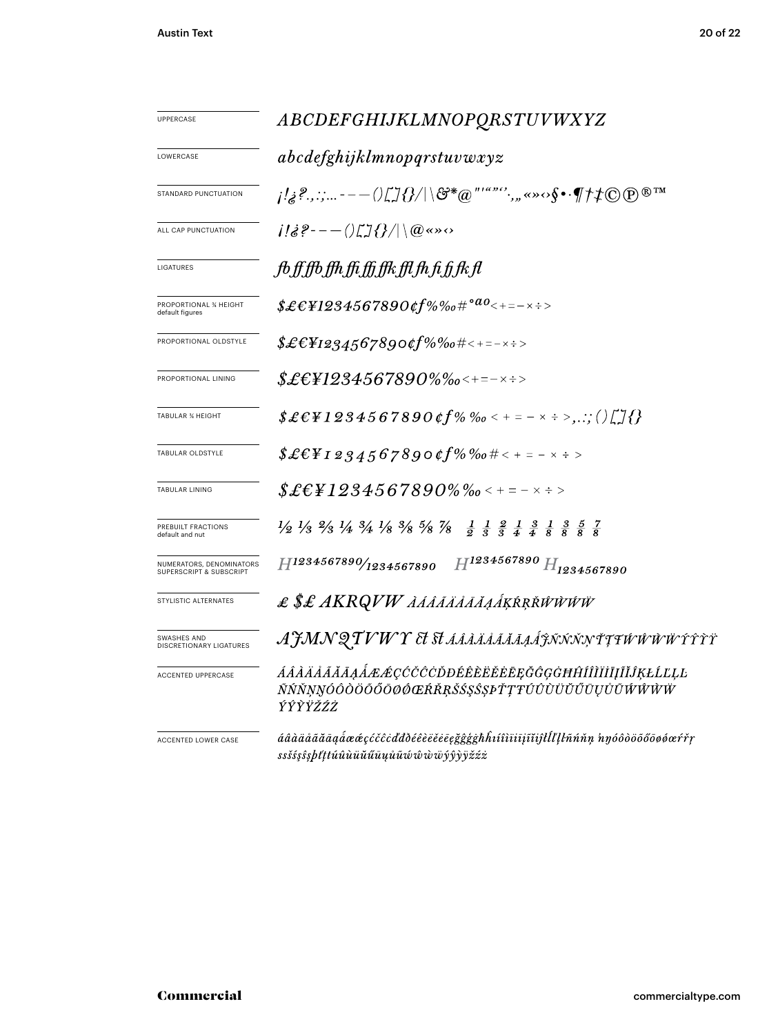| | |
|---|---|
| UPPERCASE | *ABCDEFGHIJKLMNOPQRSTUVWXYZ* |
| LOWERCASE | *abcdefghijklmnopqrstuvwxyz* |
| STANDARD PUNCTUATION | *¡!¿?.,:;...‐–—()[]{}/\|\&*@"'""''.,„«»‹›§•·¶†‡©℗®™* |
| ALL CAP PUNCTUATION | *¡!¿?‐–—()[]{}/\|\@«»‹›* |
| LIGATURES | *fb ff ffb ffh ffi ffj ffk ffl fh fi fj fk fl* |
| PROPORTIONAL ¾ HEIGHT default figures | *$£€¥1234567890¢f%‰#°ao<+=−×÷>* |
| PROPORTIONAL OLDSTYLE | *$£€¥1234567890¢f%‰#<+=−×÷>* |
| PROPORTIONAL LINING | *$£€¥1234567890%‰<+=−×÷>* |
| TABULAR ¾ HEIGHT | *$£€¥1234567890¢f%‰<+=−×÷>,.:;()[]{}* |
| TABULAR OLDSTYLE | *$£€¥1234567890¢f%‰#<+=−×÷>* |
| TABULAR LINING | *$£€¥1234567890%‰<+=−×÷>* |
| PREBUILT FRACTIONS default and nut | *½ ⅓ ⅔ ¼ ¾ ⅛ ⅜ ⅝ ⅞ ½ ⅓ ⅔ ¼ ¾ ⅛ ⅜ ⅝ ⅞* |
| NUMERATORS, DENOMINATORS SUPERSCRIPT & SUBSCRIPT | *H1234567890⁄1234567890 H1234567890 H1234567890* |
| STYLISTIC ALTERNATES | *£ $£ AKRQVW ÀÁÂÃÄÅĀĂĄǺŔŘŖŔŴẀẂẄ* |
| SWASHES AND DISCRETIONARY LIGATURES | *AJMNQTVWY ct st ÁÂÀÄÅÃĀĂĄǺĴÑŃŇŅŤŢŦẂŴẀẄÝŶỲŸ* |
| ACCENTED UPPERCASE | *ÁÂÀÄÅÃĂĀĄǺÆǼÇĆČĈĊĎĐÉÊÈËĚĖĒĘĞĜĢĠĦĤÍÎÌÏĪĮĨĬĴĶŁĹĽĻĿÑŃŇŅŊÓÔÒÖÕŐŌØǾŒŔŘŖŠŚŞŜȘÞŤŢŦÚÛÙÜŬŰŪŲŮŨẂŴẀẄÝŶỲŸŽŹŻ* |
| ACCENTED LOWER CASE | *áâàäåãăāąǻæǽçćčĉċďđðéêèëěėēęğĝģġħĥıíîìïīįĩĭȷĵķłĺľļŀñńňņŉŋóôòöõőōøǿœŕřŗsšśşŝșþťţŧúûùüŭűūųůũẃŵẁẅýŷỳÿžźż* |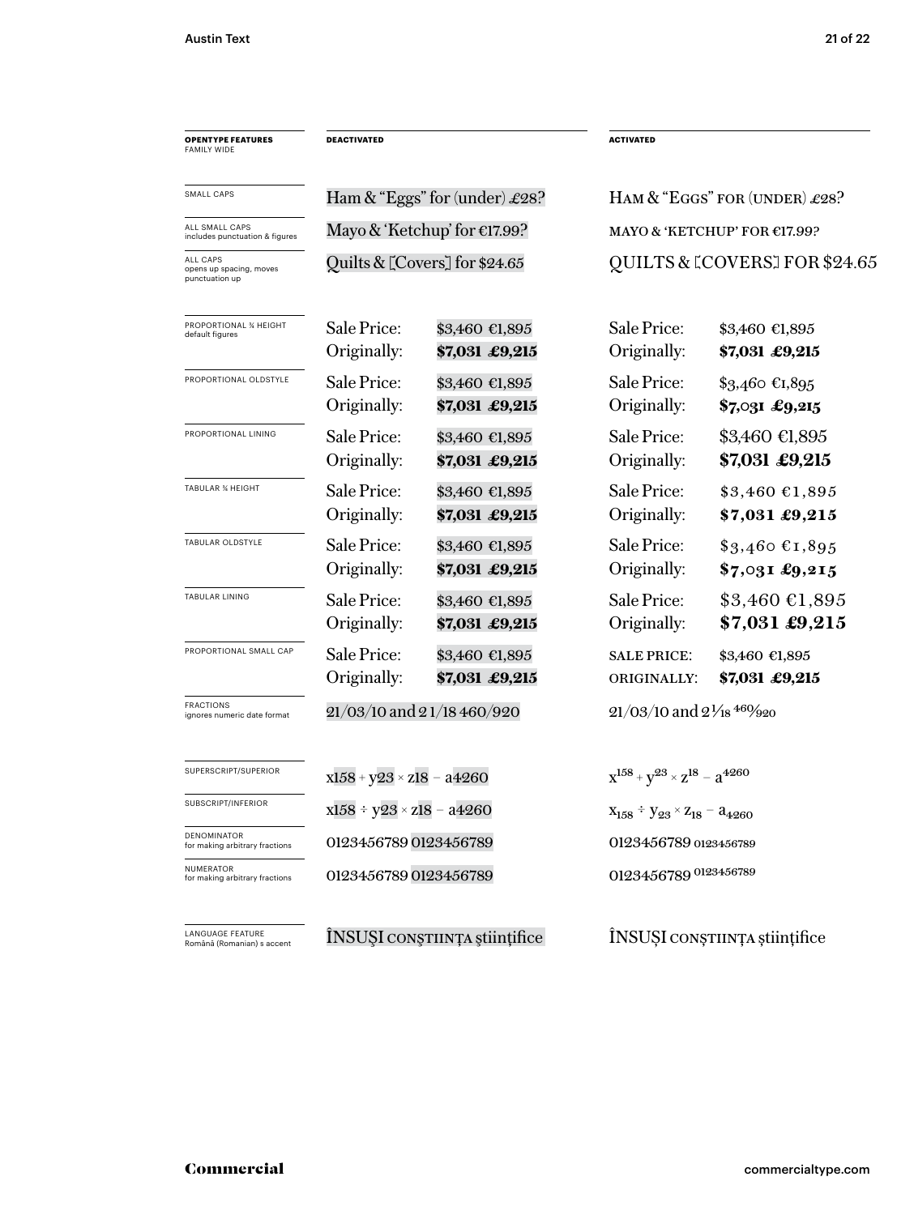| OPENTYPE FEATURES FAMILY WIDE | DEACTIVATED | | ACTIVATED | |
|---|---|---|---|---|
| SMALL CAPS | Ham & "Eggs" for (under) £28? | | HAM & "EGGS" FOR (UNDER) £28? | |
| ALL SMALL CAPS includes punctuation & figures | Mayo & 'Ketchup' for €17.99? | | MAYO & 'KETCHUP' FOR €17.99? | |
| ALL CAPS opens up spacing, moves punctuation up | Quilts & [Covers] for $24.65 | | QUILTS & [COVERS] FOR $24.65 | |
| PROPORTIONAL ¾ HEIGHT default figures | Sale Price: | $3,460 €1,895 | Sale Price: | $3,460 €1,895 |
| | Originally: | **$7,031 £9,215** | Originally: | **$7,031 £9,215** |
| PROPORTIONAL OLDSTYLE | Sale Price: | $3,460 €1,895 | Sale Price: | $3,460 €1,895 |
| | Originally: | **$7,031 £9,215** | Originally: | **$7,031 £9,215** |
| PROPORTIONAL LINING | Sale Price: | $3,460 €1,895 | Sale Price: | $3,460 €1,895 |
| | Originally: | **$7,031 £9,215** | Originally: | **$7,031 £9,215** |
| TABULAR ¾ HEIGHT | Sale Price: | $3,460 €1,895 | Sale Price: | $3,460 €1,895 |
| | Originally: | **$7,031 £9,215** | Originally: | **$7,031 £9,215** |
| TABULAR OLDSTYLE | Sale Price: | $3,460 €1,895 | Sale Price: | $3,460 €1,895 |
| | Originally: | **$7,031 £9,215** | Originally: | **$7,031 £9,215** |
| TABULAR LINING | Sale Price: | $3,460 €1,895 | Sale Price: | $3,460 €1,895 |
| | Originally: | **$7,031 £9,215** | Originally: | **$7,031 £9,215** |
| PROPORTIONAL SMALL CAP | Sale Price: | $3,460 €1,895 | SALE PRICE: | $3,460 €1,895 |
| | Originally: | **$7,031 £9,215** | ORIGINALLY: | **$7,031 £9,215** |
| FRACTIONS ignores numeric date format | 21/03/10 and 2 1/18 460/920 | | 21/03/10 and 2 1⁄18 460⁄920 | |
| SUPERSCRIPT/SUPERIOR | x158 + y23 × z18 − a4260 | | $x^{158} + y^{23} \times z^{18} - a^{4260}$ | |
| SUBSCRIPT/INFERIOR | x158 ÷ y23 × z18 − a4260 | | $x_{158} \div y_{23} \times z_{18} - a_{4260}$ | |
| DENOMINATOR for making arbitrary fractions | 0123456789 0123456789 | | 0123456789 $_{0123456789}$ | |
| NUMERATOR for making arbitrary fractions | 0123456789 0123456789 | | 0123456789 $^{0123456789}$ | |
| LANGUAGE FEATURE Română (Romanian) s accent | ÎNSUŞI CONŞTIINŢA ştiinţifice | | ÎNSUȘI CONȘTIINȚA științifice | |

Commercial

commercialtype.com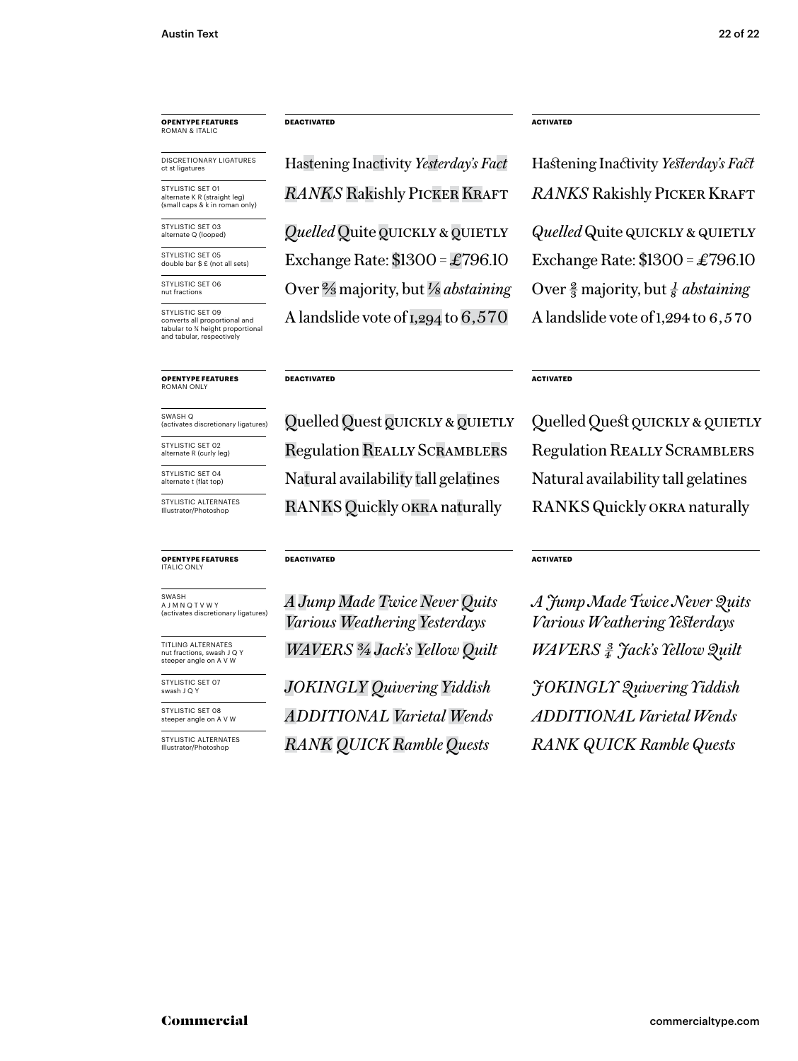| OPENTYPE FEATURES ROMAN & ITALIC | DEACTIVATED | ACTIVATED |
|---|---|---|
| DISCRETIONARY LIGATURES ct st ligatures | Hastening Inactivity *Yesterday's Fact* | Hastening Inactivity *Yesterday's Fact* |
| STYLISTIC SET 01 alternate K R (straight leg) (small caps & k in roman only) | *RANKS* Rakishly Picker Kraft | *RANKS* Rakishly Picker Kraft |
| STYLISTIC SET 03 alternate Q (looped) | *Quelled* Quite QUICKLY & QUIETLY | *Quelled* Quite QUICKLY & QUIETLY |
| STYLISTIC SET 05 double bar $ £ (not all sets) | Exchange Rate: $1300 = £796.10 | Exchange Rate: $1300 = £796.10 |
| STYLISTIC SET 06 nut fractions | Over ⅔ majority, but ⅛ *abstaining* | Over ⅔ majority, but ⅛ *abstaining* |
| STYLISTIC SET 09 converts all proportional and tabular to ¾ height proportional and tabular, respectively | A landslide vote of 1,294 to 6,570 | A landslide vote of 1,294 to 6,570 |

| OPENTYPE FEATURES ROMAN ONLY | DEACTIVATED | ACTIVATED |
|---|---|---|
| SWASH Q (activates discretionary ligatures) | Quelled Quest QUICKLY & QUIETLY | Quelled Quest QUICKLY & QUIETLY |
| STYLISTIC SET 02 alternate R (curly leg) | Regulation Really Scramblers | Regulation Really Scramblers |
| STYLISTIC SET 04 alternate t (flat top) | Natural availability tall gelatines | Natural availability tall gelatines |
| STYLISTIC ALTERNATES Illustrator/Photoshop | RANKS Quickly OKRA naturally | RANKS Quickly OKRA naturally |

| OPENTYPE FEATURES ITALIC ONLY | DEACTIVATED | ACTIVATED |
|---|---|---|
| SWASH A J M N Q T V W Y (activates discretionary ligatures) | *A Jump Made Twice Never Quits Various Weathering Yesterdays* | *A Jump Made Twice Never Quits Various Weathering Yesterdays* |
| TITLING ALTERNATES nut fractions, swash J Q Y steeper angle on A V W | *WAVERS ¾ Jack's Yellow Quilt* | *WAVERS ¾ Jack's Yellow Quilt* |
| STYLISTIC SET 07 swash J Q Y | *JOKINGLY Quivering Yiddish* | *JOKINGLY Quivering Yiddish* |
| STYLISTIC SET 08 steeper angle on A V W | *ADDITIONAL Varietal Wends* | *ADDITIONAL Varietal Wends* |
| STYLISTIC ALTERNATES Illustrator/Photoshop | *RANK QUICK Ramble Quests* | *RANK QUICK Ramble Quests* |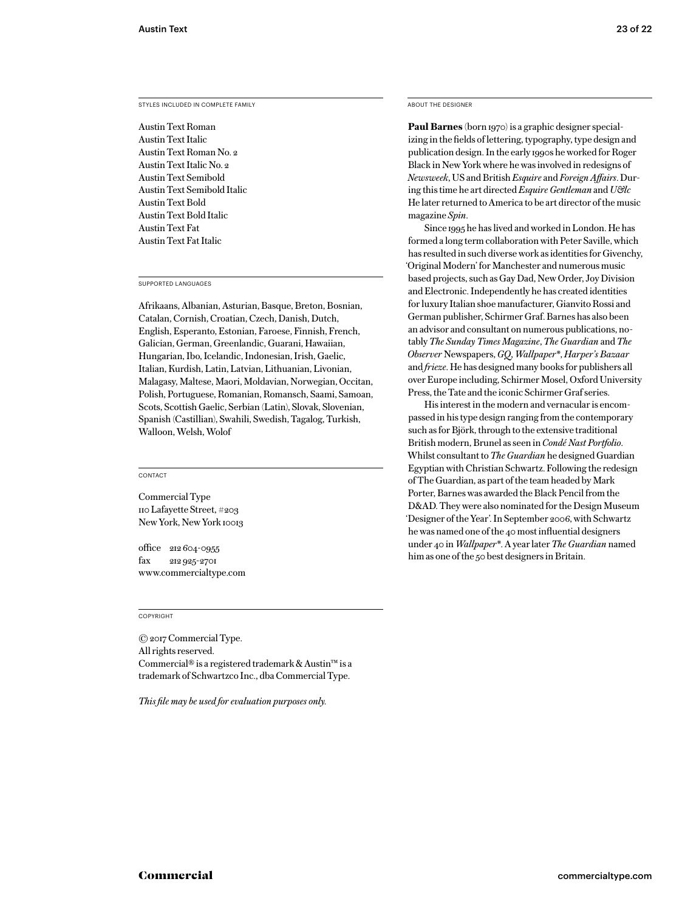## STYLES INCLUDED IN COMPLETE FAMILY

Austin Text Roman
Austin Text Italic
Austin Text Roman No. 2
Austin Text Italic No. 2
Austin Text Semibold
Austin Text Semibold Italic
Austin Text Bold
Austin Text Bold Italic
Austin Text Fat
Austin Text Fat Italic

## SUPPORTED LANGUAGES

Afrikaans, Albanian, Asturian, Basque, Breton, Bosnian, Catalan, Cornish, Croatian, Czech, Danish, Dutch, English, Esperanto, Estonian, Faroese, Finnish, French, Galician, German, Greenlandic, Guarani, Hawaiian, Hungarian, Ibo, Icelandic, Indonesian, Irish, Gaelic, Italian, Kurdish, Latin, Latvian, Lithuanian, Livonian, Malagasy, Maltese, Maori, Moldavian, Norwegian, Occitan, Polish, Portuguese, Romanian, Romansch, Saami, Samoan, Scots, Scottish Gaelic, Serbian (Latin), Slovak, Slovenian, Spanish (Castillian), Swahili, Swedish, Tagalog, Turkish, Walloon, Welsh, Wolof

## CONTACT

Commercial Type
110 Lafayette Street, #203
New York, New York 10013

office 212 604-0955
fax 212 925-2701
www.commercialtype.com

## COPYRIGHT

© 2017 Commercial Type.
All rights reserved.
Commercial® is a registered trademark & Austin™ is a trademark of Schwartzco Inc., dba Commercial Type.

*This file may be used for evaluation purposes only.*

## ABOUT THE DESIGNER

**Paul Barnes** (born 1970) is a graphic designer specializing in the fields of lettering, typography, type design and publication design. In the early 1990s he worked for Roger Black in New York where he was involved in redesigns of *Newsweek*, US and British *Esquire* and *Foreign Affairs*. During this time he art directed *Esquire Gentleman* and *U&lc* He later returned to America to be art director of the music magazine *Spin*.

Since 1995 he has lived and worked in London. He has formed a long term collaboration with Peter Saville, which has resulted in such diverse work as identities for Givenchy, 'Original Modern' for Manchester and numerous music based projects, such as Gay Dad, New Order, Joy Division and Electronic. Independently he has created identities for luxury Italian shoe manufacturer, Gianvito Rossi and German publisher, Schirmer Graf. Barnes has also been an advisor and consultant on numerous publications, notably *The Sunday Times Magazine*, *The Guardian* and *The Observer* Newspapers, *GQ*, *Wallpaper**, *Harper's Bazaar* and *frieze*. He has designed many books for publishers all over Europe including, Schirmer Mosel, Oxford University Press, the Tate and the iconic Schirmer Graf series.

His interest in the modern and vernacular is encompassed in his type design ranging from the contemporary such as for Björk, through to the extensive traditional British modern, Brunel as seen in *Condé Nast Portfolio*. Whilst consultant to *The Guardian* he designed Guardian Egyptian with Christian Schwartz. Following the redesign of The Guardian, as part of the team headed by Mark Porter, Barnes was awarded the Black Pencil from the D&AD. They were also nominated for the Design Museum 'Designer of the Year'. In September 2006, with Schwartz he was named one of the 40 most influential designers under 40 in *Wallpaper**. A year later *The Guardian* named him as one of the 50 best designers in Britain.